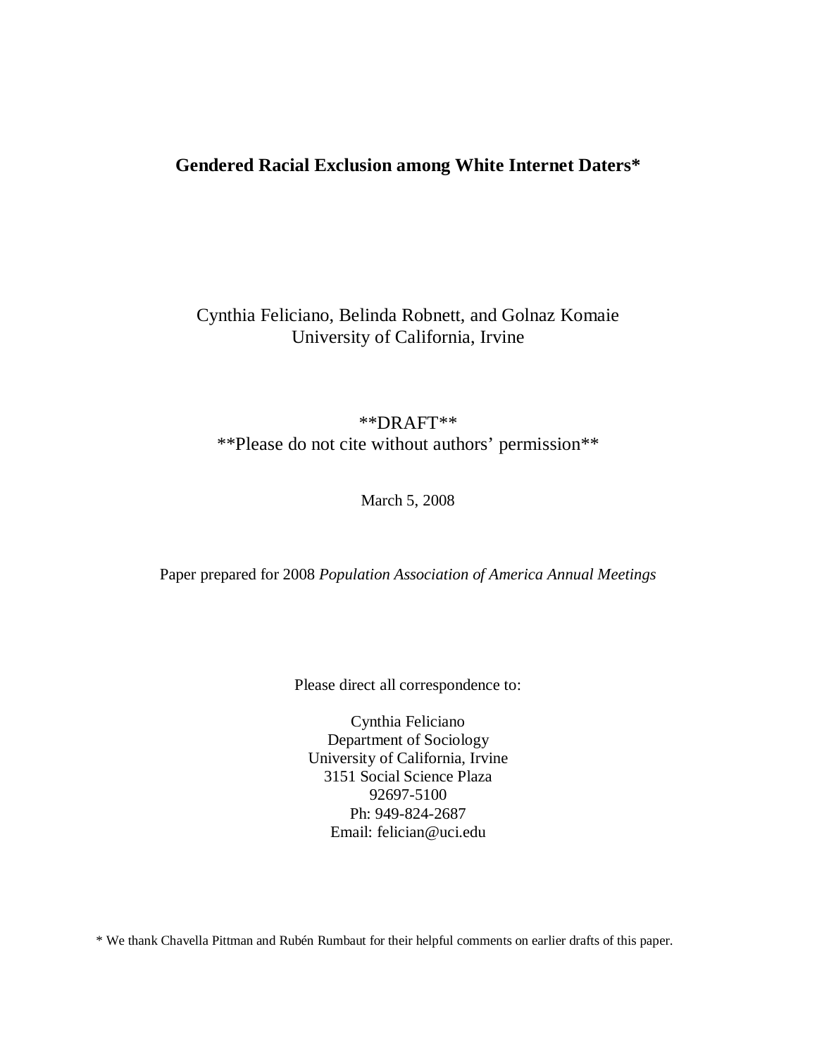# Gendered Racial Exclusion among White Internet Daters*

Cynthia Feliciano, Belinda Robnett, and Golnaz Komaie
University of California, Irvine

**DRAFT**
**Please do not cite without authors' permission**

March 5, 2008

Paper prepared for 2008 *Population Association of America Annual Meetings*

Please direct all correspondence to:

Cynthia Feliciano
Department of Sociology
University of California, Irvine
3151 Social Science Plaza
92697-5100
Ph: 949-824-2687
Email: felician@uci.edu

* We thank Chavella Pittman and Rubén Rumbaut for their helpful comments on earlier drafts of this paper.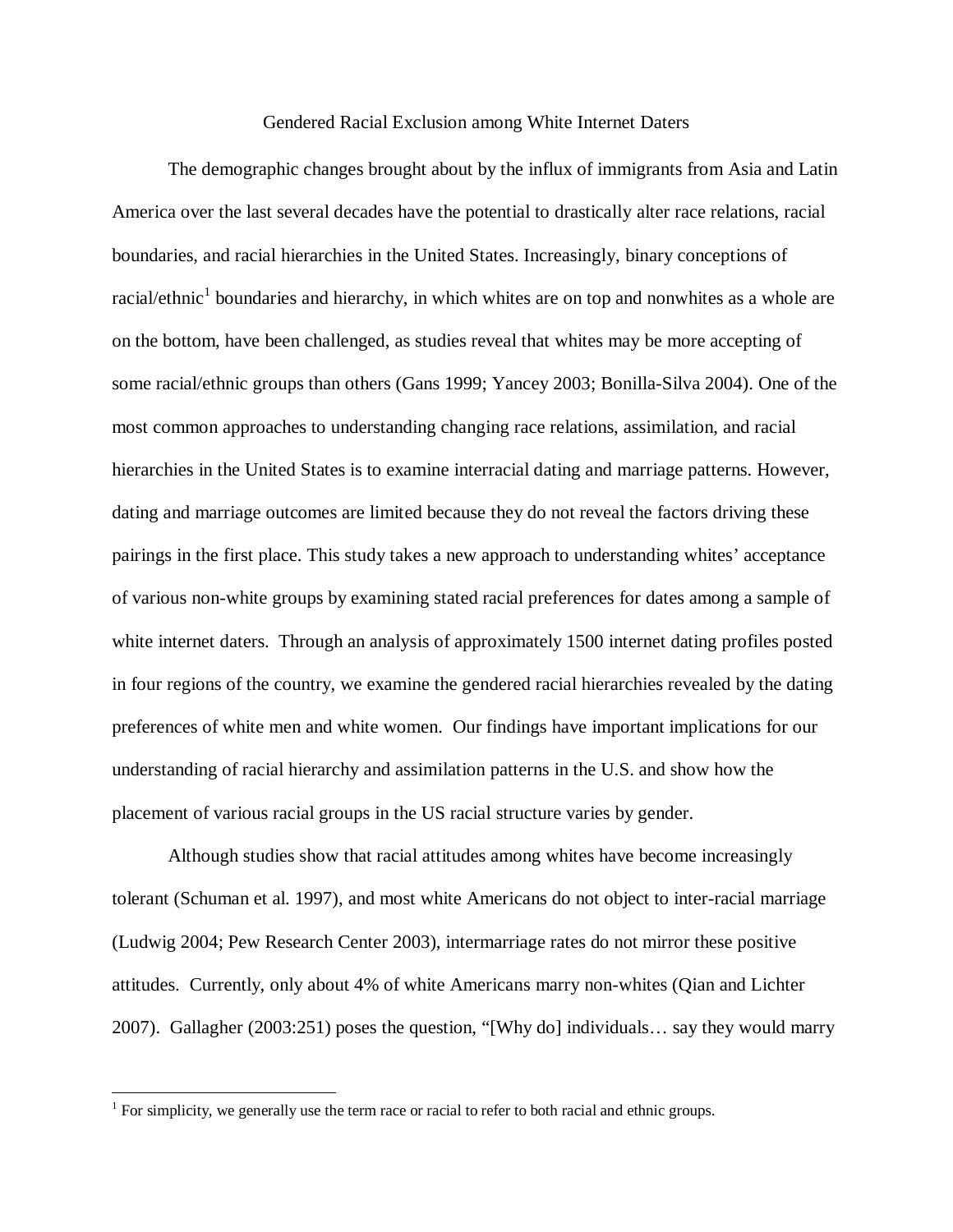# Gendered Racial Exclusion among White Internet Daters

The demographic changes brought about by the influx of immigrants from Asia and Latin America over the last several decades have the potential to drastically alter race relations, racial boundaries, and racial hierarchies in the United States. Increasingly, binary conceptions of racial/ethnic[1] boundaries and hierarchy, in which whites are on top and nonwhites as a whole are on the bottom, have been challenged, as studies reveal that whites may be more accepting of some racial/ethnic groups than others (Gans 1999; Yancey 2003; Bonilla-Silva 2004). One of the most common approaches to understanding changing race relations, assimilation, and racial hierarchies in the United States is to examine interracial dating and marriage patterns. However, dating and marriage outcomes are limited because they do not reveal the factors driving these pairings in the first place. This study takes a new approach to understanding whites' acceptance of various non-white groups by examining stated racial preferences for dates among a sample of white internet daters. Through an analysis of approximately 1500 internet dating profiles posted in four regions of the country, we examine the gendered racial hierarchies revealed by the dating preferences of white men and white women. Our findings have important implications for our understanding of racial hierarchy and assimilation patterns in the U.S. and show how the placement of various racial groups in the US racial structure varies by gender.

Although studies show that racial attitudes among whites have become increasingly tolerant (Schuman et al. 1997), and most white Americans do not object to inter-racial marriage (Ludwig 2004; Pew Research Center 2003), intermarriage rates do not mirror these positive attitudes. Currently, only about 4% of white Americans marry non-whites (Qian and Lichter 2007). Gallagher (2003:251) poses the question, "[Why do] individuals… say they would marry

[1] For simplicity, we generally use the term race or racial to refer to both racial and ethnic groups.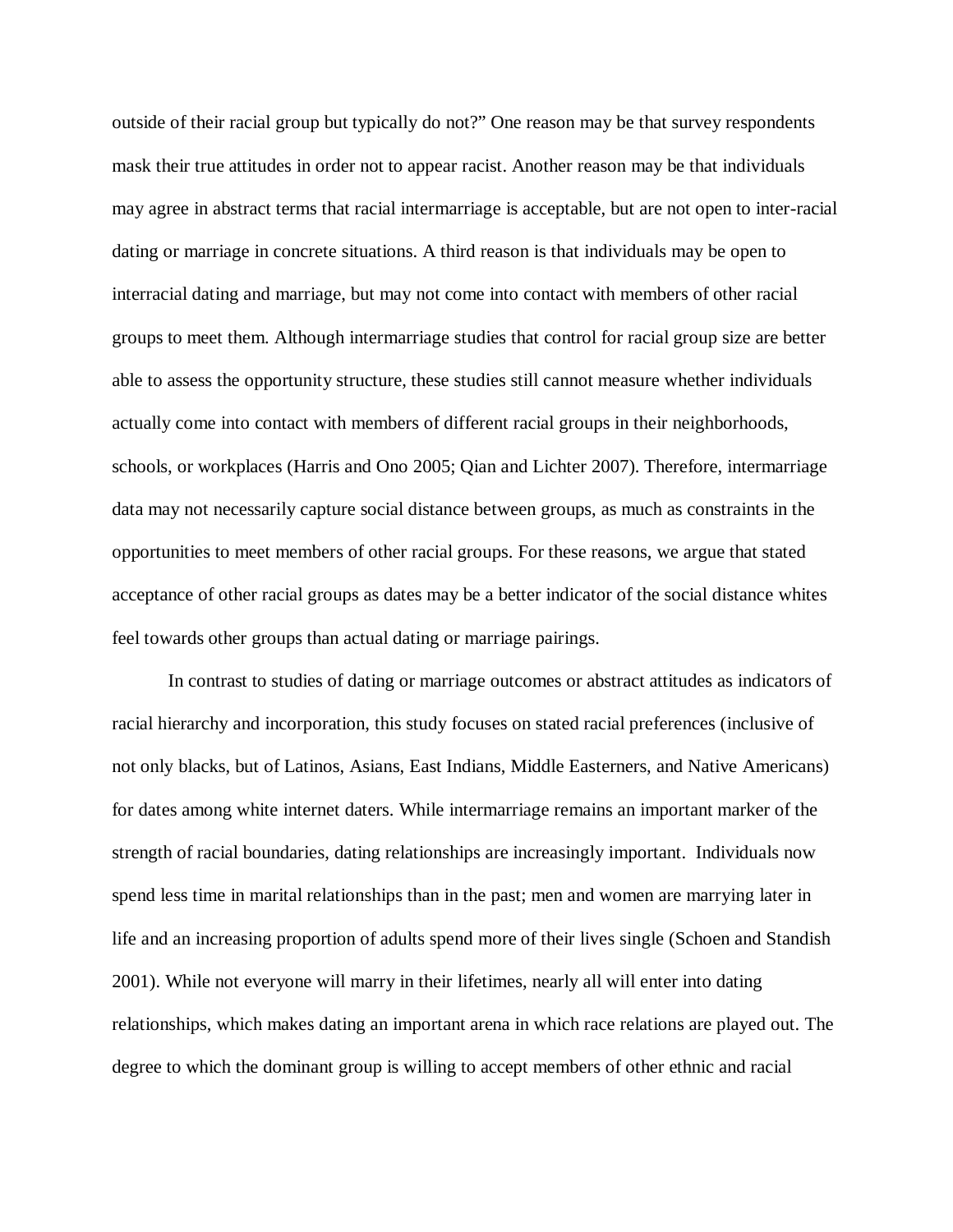outside of their racial group but typically do not?" One reason may be that survey respondents mask their true attitudes in order not to appear racist. Another reason may be that individuals may agree in abstract terms that racial intermarriage is acceptable, but are not open to inter-racial dating or marriage in concrete situations. A third reason is that individuals may be open to interracial dating and marriage, but may not come into contact with members of other racial groups to meet them. Although intermarriage studies that control for racial group size are better able to assess the opportunity structure, these studies still cannot measure whether individuals actually come into contact with members of different racial groups in their neighborhoods, schools, or workplaces (Harris and Ono 2005; Qian and Lichter 2007). Therefore, intermarriage data may not necessarily capture social distance between groups, as much as constraints in the opportunities to meet members of other racial groups. For these reasons, we argue that stated acceptance of other racial groups as dates may be a better indicator of the social distance whites feel towards other groups than actual dating or marriage pairings.

In contrast to studies of dating or marriage outcomes or abstract attitudes as indicators of racial hierarchy and incorporation, this study focuses on stated racial preferences (inclusive of not only blacks, but of Latinos, Asians, East Indians, Middle Easterners, and Native Americans) for dates among white internet daters. While intermarriage remains an important marker of the strength of racial boundaries, dating relationships are increasingly important. Individuals now spend less time in marital relationships than in the past; men and women are marrying later in life and an increasing proportion of adults spend more of their lives single (Schoen and Standish 2001). While not everyone will marry in their lifetimes, nearly all will enter into dating relationships, which makes dating an important arena in which race relations are played out. The degree to which the dominant group is willing to accept members of other ethnic and racial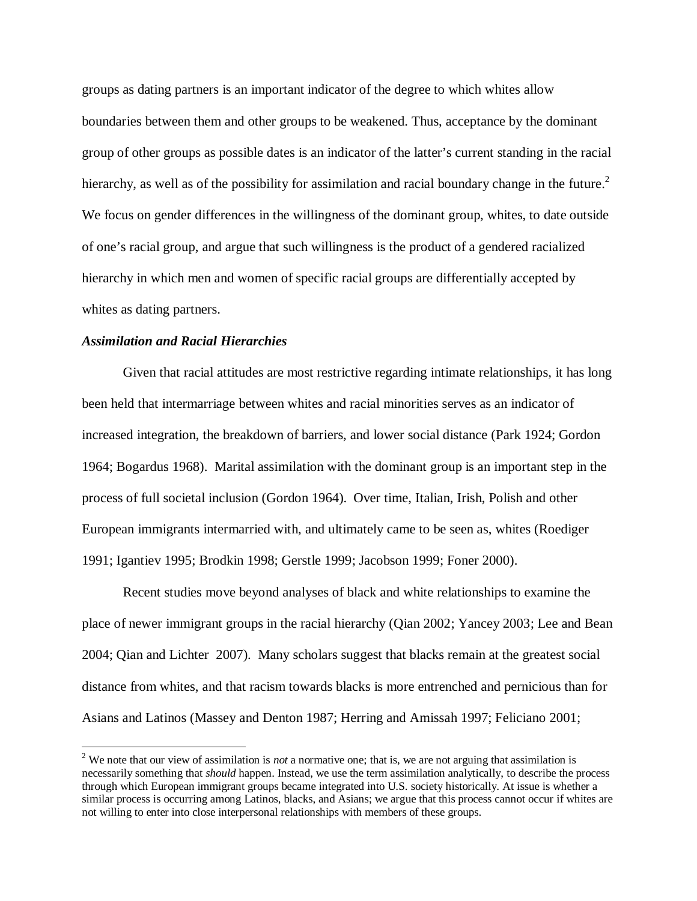groups as dating partners is an important indicator of the degree to which whites allow boundaries between them and other groups to be weakened. Thus, acceptance by the dominant group of other groups as possible dates is an indicator of the latter's current standing in the racial hierarchy, as well as of the possibility for assimilation and racial boundary change in the future.[2] We focus on gender differences in the willingness of the dominant group, whites, to date outside of one's racial group, and argue that such willingness is the product of a gendered racialized hierarchy in which men and women of specific racial groups are differentially accepted by whites as dating partners.

***Assimilation and Racial Hierarchies***

Given that racial attitudes are most restrictive regarding intimate relationships, it has long been held that intermarriage between whites and racial minorities serves as an indicator of increased integration, the breakdown of barriers, and lower social distance (Park 1924; Gordon 1964; Bogardus 1968). Marital assimilation with the dominant group is an important step in the process of full societal inclusion (Gordon 1964). Over time, Italian, Irish, Polish and other European immigrants intermarried with, and ultimately came to be seen as, whites (Roediger 1991; Igantiev 1995; Brodkin 1998; Gerstle 1999; Jacobson 1999; Foner 2000).

Recent studies move beyond analyses of black and white relationships to examine the place of newer immigrant groups in the racial hierarchy (Qian 2002; Yancey 2003; Lee and Bean 2004; Qian and Lichter 2007). Many scholars suggest that blacks remain at the greatest social distance from whites, and that racism towards blacks is more entrenched and pernicious than for Asians and Latinos (Massey and Denton 1987; Herring and Amissah 1997; Feliciano 2001;

[2] We note that our view of assimilation is *not* a normative one; that is, we are not arguing that assimilation is necessarily something that *should* happen. Instead, we use the term assimilation analytically, to describe the process through which European immigrant groups became integrated into U.S. society historically. At issue is whether a similar process is occurring among Latinos, blacks, and Asians; we argue that this process cannot occur if whites are not willing to enter into close interpersonal relationships with members of these groups.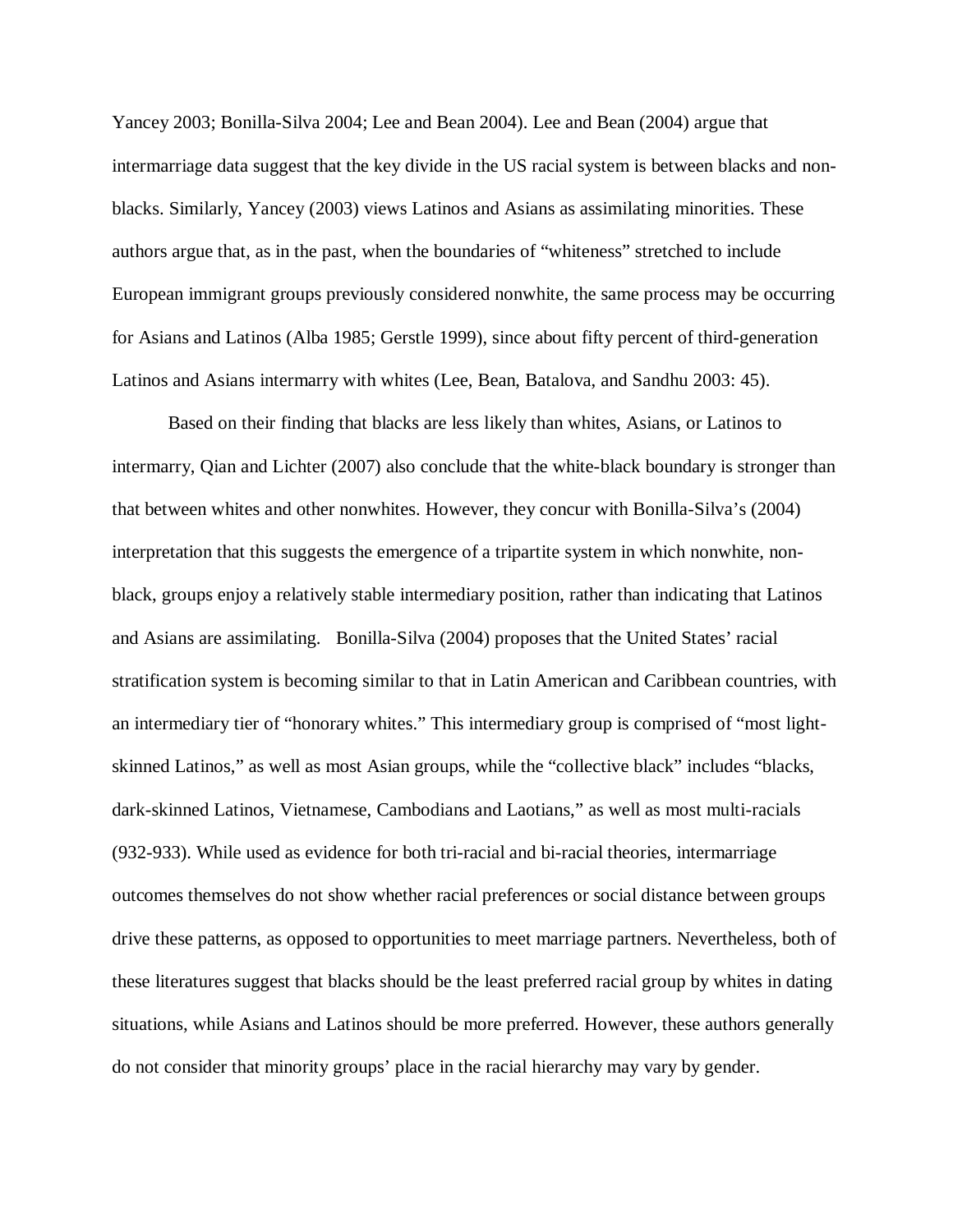Yancey 2003; Bonilla-Silva 2004; Lee and Bean 2004). Lee and Bean (2004) argue that intermarriage data suggest that the key divide in the US racial system is between blacks and non-blacks. Similarly, Yancey (2003) views Latinos and Asians as assimilating minorities. These authors argue that, as in the past, when the boundaries of "whiteness" stretched to include European immigrant groups previously considered nonwhite, the same process may be occurring for Asians and Latinos (Alba 1985; Gerstle 1999), since about fifty percent of third-generation Latinos and Asians intermarry with whites (Lee, Bean, Batalova, and Sandhu 2003: 45).

Based on their finding that blacks are less likely than whites, Asians, or Latinos to intermarry, Qian and Lichter (2007) also conclude that the white-black boundary is stronger than that between whites and other nonwhites. However, they concur with Bonilla-Silva's (2004) interpretation that this suggests the emergence of a tripartite system in which nonwhite, non-black, groups enjoy a relatively stable intermediary position, rather than indicating that Latinos and Asians are assimilating. Bonilla-Silva (2004) proposes that the United States' racial stratification system is becoming similar to that in Latin American and Caribbean countries, with an intermediary tier of "honorary whites." This intermediary group is comprised of "most light-skinned Latinos," as well as most Asian groups, while the "collective black" includes "blacks, dark-skinned Latinos, Vietnamese, Cambodians and Laotians," as well as most multi-racials (932-933). While used as evidence for both tri-racial and bi-racial theories, intermarriage outcomes themselves do not show whether racial preferences or social distance between groups drive these patterns, as opposed to opportunities to meet marriage partners. Nevertheless, both of these literatures suggest that blacks should be the least preferred racial group by whites in dating situations, while Asians and Latinos should be more preferred. However, these authors generally do not consider that minority groups' place in the racial hierarchy may vary by gender.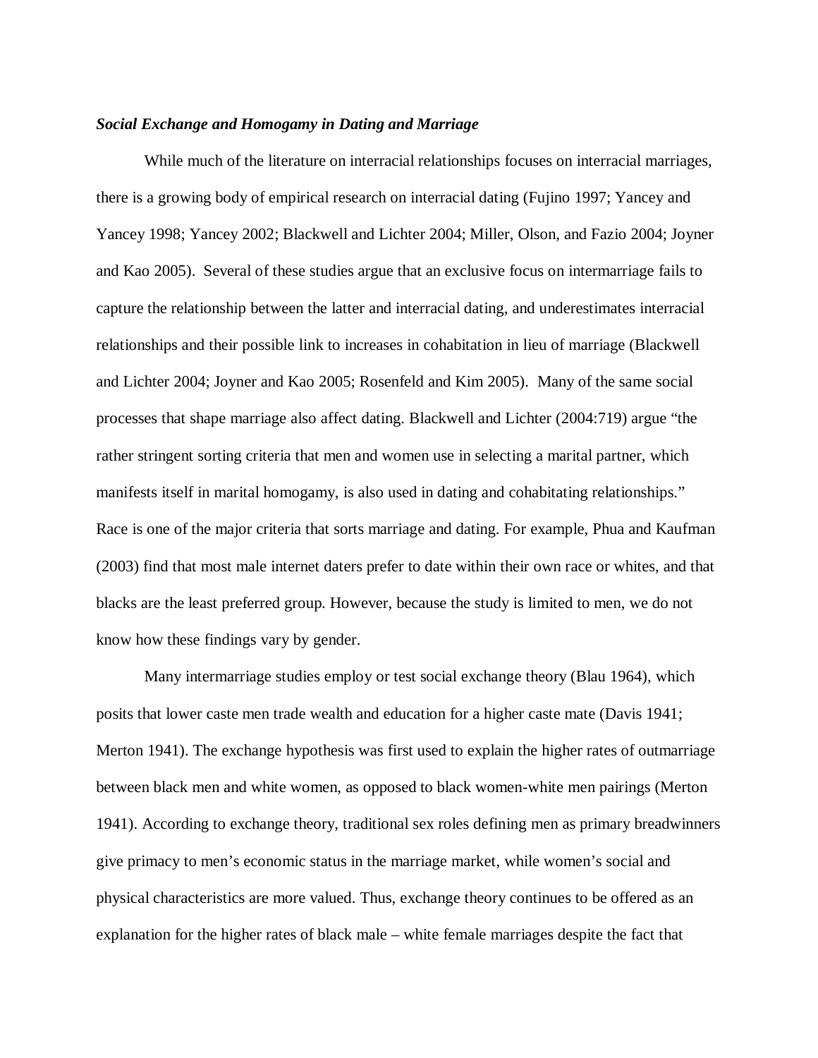***Social Exchange and Homogamy in Dating and Marriage***

While much of the literature on interracial relationships focuses on interracial marriages, there is a growing body of empirical research on interracial dating (Fujino 1997; Yancey and Yancey 1998; Yancey 2002; Blackwell and Lichter 2004; Miller, Olson, and Fazio 2004; Joyner and Kao 2005). Several of these studies argue that an exclusive focus on intermarriage fails to capture the relationship between the latter and interracial dating, and underestimates interracial relationships and their possible link to increases in cohabitation in lieu of marriage (Blackwell and Lichter 2004; Joyner and Kao 2005; Rosenfeld and Kim 2005). Many of the same social processes that shape marriage also affect dating. Blackwell and Lichter (2004:719) argue "the rather stringent sorting criteria that men and women use in selecting a marital partner, which manifests itself in marital homogamy, is also used in dating and cohabitating relationships." Race is one of the major criteria that sorts marriage and dating. For example, Phua and Kaufman (2003) find that most male internet daters prefer to date within their own race or whites, and that blacks are the least preferred group. However, because the study is limited to men, we do not know how these findings vary by gender.

Many intermarriage studies employ or test social exchange theory (Blau 1964), which posits that lower caste men trade wealth and education for a higher caste mate (Davis 1941; Merton 1941). The exchange hypothesis was first used to explain the higher rates of outmarriage between black men and white women, as opposed to black women-white men pairings (Merton 1941). According to exchange theory, traditional sex roles defining men as primary breadwinners give primacy to men's economic status in the marriage market, while women's social and physical characteristics are more valued. Thus, exchange theory continues to be offered as an explanation for the higher rates of black male – white female marriages despite the fact that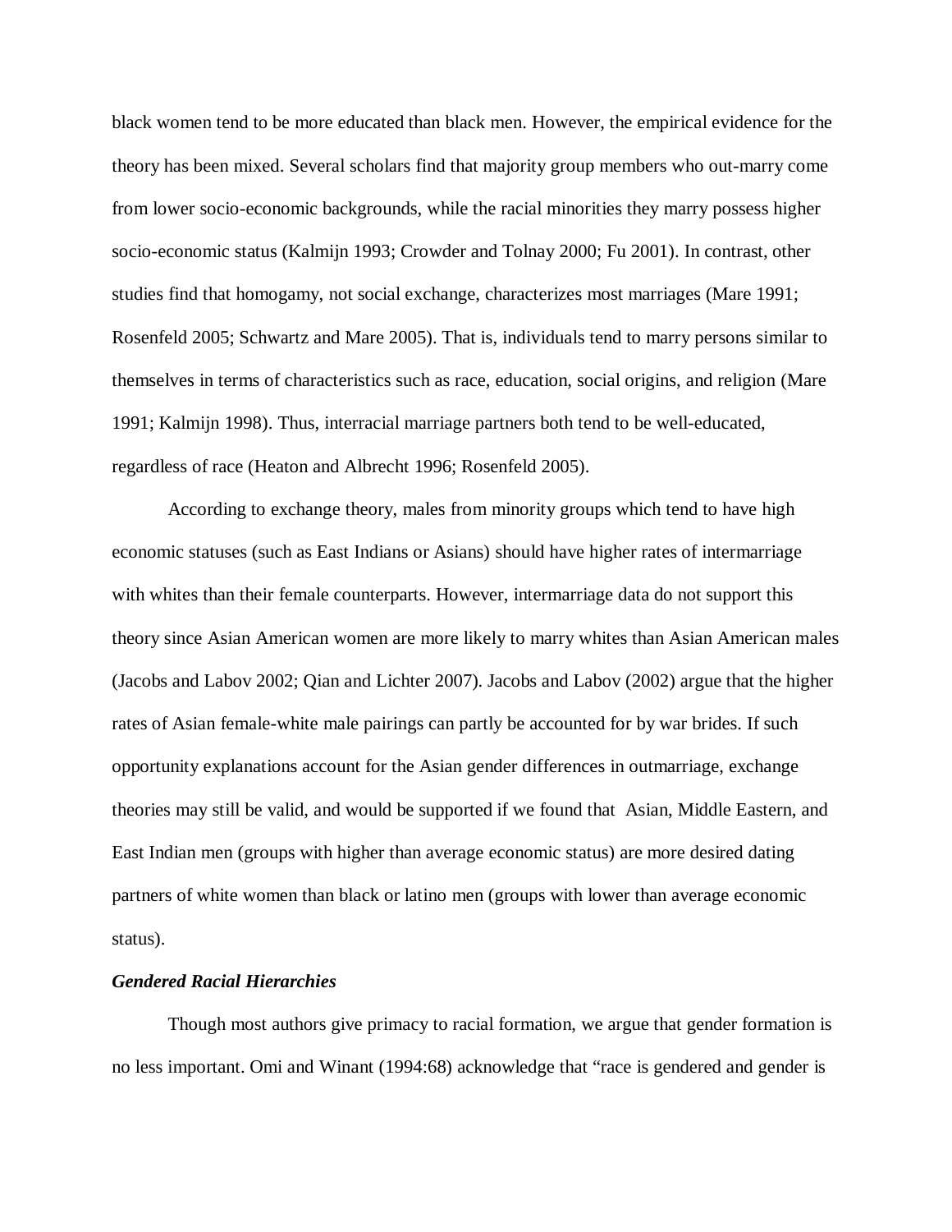black women tend to be more educated than black men. However, the empirical evidence for the theory has been mixed. Several scholars find that majority group members who out-marry come from lower socio-economic backgrounds, while the racial minorities they marry possess higher socio-economic status (Kalmijn 1993; Crowder and Tolnay 2000; Fu 2001). In contrast, other studies find that homogamy, not social exchange, characterizes most marriages (Mare 1991; Rosenfeld 2005; Schwartz and Mare 2005). That is, individuals tend to marry persons similar to themselves in terms of characteristics such as race, education, social origins, and religion (Mare 1991; Kalmijn 1998). Thus, interracial marriage partners both tend to be well-educated, regardless of race (Heaton and Albrecht 1996; Rosenfeld 2005).

According to exchange theory, males from minority groups which tend to have high economic statuses (such as East Indians or Asians) should have higher rates of intermarriage with whites than their female counterparts. However, intermarriage data do not support this theory since Asian American women are more likely to marry whites than Asian American males (Jacobs and Labov 2002; Qian and Lichter 2007). Jacobs and Labov (2002) argue that the higher rates of Asian female-white male pairings can partly be accounted for by war brides. If such opportunity explanations account for the Asian gender differences in outmarriage, exchange theories may still be valid, and would be supported if we found that Asian, Middle Eastern, and East Indian men (groups with higher than average economic status) are more desired dating partners of white women than black or latino men (groups with lower than average economic status).

***Gendered Racial Hierarchies***

Though most authors give primacy to racial formation, we argue that gender formation is no less important. Omi and Winant (1994:68) acknowledge that "race is gendered and gender is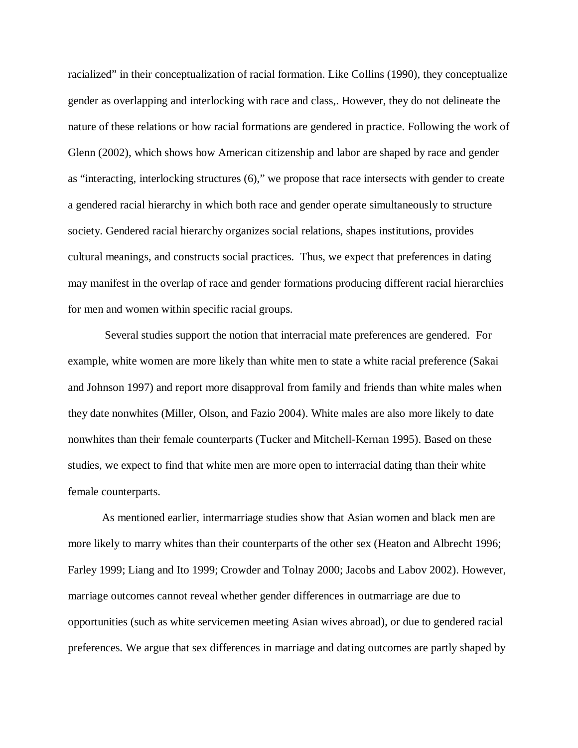racialized" in their conceptualization of racial formation. Like Collins (1990), they conceptualize gender as overlapping and interlocking with race and class,. However, they do not delineate the nature of these relations or how racial formations are gendered in practice. Following the work of Glenn (2002), which shows how American citizenship and labor are shaped by race and gender as "interacting, interlocking structures (6)," we propose that race intersects with gender to create a gendered racial hierarchy in which both race and gender operate simultaneously to structure society. Gendered racial hierarchy organizes social relations, shapes institutions, provides cultural meanings, and constructs social practices. Thus, we expect that preferences in dating may manifest in the overlap of race and gender formations producing different racial hierarchies for men and women within specific racial groups.

Several studies support the notion that interracial mate preferences are gendered. For example, white women are more likely than white men to state a white racial preference (Sakai and Johnson 1997) and report more disapproval from family and friends than white males when they date nonwhites (Miller, Olson, and Fazio 2004). White males are also more likely to date nonwhites than their female counterparts (Tucker and Mitchell-Kernan 1995). Based on these studies, we expect to find that white men are more open to interracial dating than their white female counterparts.

As mentioned earlier, intermarriage studies show that Asian women and black men are more likely to marry whites than their counterparts of the other sex (Heaton and Albrecht 1996; Farley 1999; Liang and Ito 1999; Crowder and Tolnay 2000; Jacobs and Labov 2002). However, marriage outcomes cannot reveal whether gender differences in outmarriage are due to opportunities (such as white servicemen meeting Asian wives abroad), or due to gendered racial preferences. We argue that sex differences in marriage and dating outcomes are partly shaped by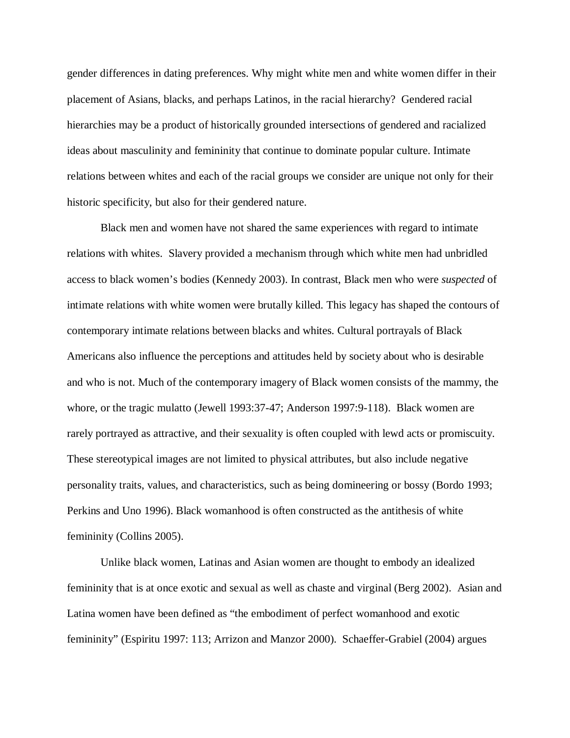gender differences in dating preferences. Why might white men and white women differ in their placement of Asians, blacks, and perhaps Latinos, in the racial hierarchy? Gendered racial hierarchies may be a product of historically grounded intersections of gendered and racialized ideas about masculinity and femininity that continue to dominate popular culture. Intimate relations between whites and each of the racial groups we consider are unique not only for their historic specificity, but also for their gendered nature.

Black men and women have not shared the same experiences with regard to intimate relations with whites. Slavery provided a mechanism through which white men had unbridled access to black women's bodies (Kennedy 2003). In contrast, Black men who were *suspected* of intimate relations with white women were brutally killed. This legacy has shaped the contours of contemporary intimate relations between blacks and whites. Cultural portrayals of Black Americans also influence the perceptions and attitudes held by society about who is desirable and who is not. Much of the contemporary imagery of Black women consists of the mammy, the whore, or the tragic mulatto (Jewell 1993:37-47; Anderson 1997:9-118). Black women are rarely portrayed as attractive, and their sexuality is often coupled with lewd acts or promiscuity. These stereotypical images are not limited to physical attributes, but also include negative personality traits, values, and characteristics, such as being domineering or bossy (Bordo 1993; Perkins and Uno 1996). Black womanhood is often constructed as the antithesis of white femininity (Collins 2005).

Unlike black women, Latinas and Asian women are thought to embody an idealized femininity that is at once exotic and sexual as well as chaste and virginal (Berg 2002). Asian and Latina women have been defined as "the embodiment of perfect womanhood and exotic femininity" (Espiritu 1997: 113; Arrizon and Manzor 2000). Schaeffer-Grabiel (2004) argues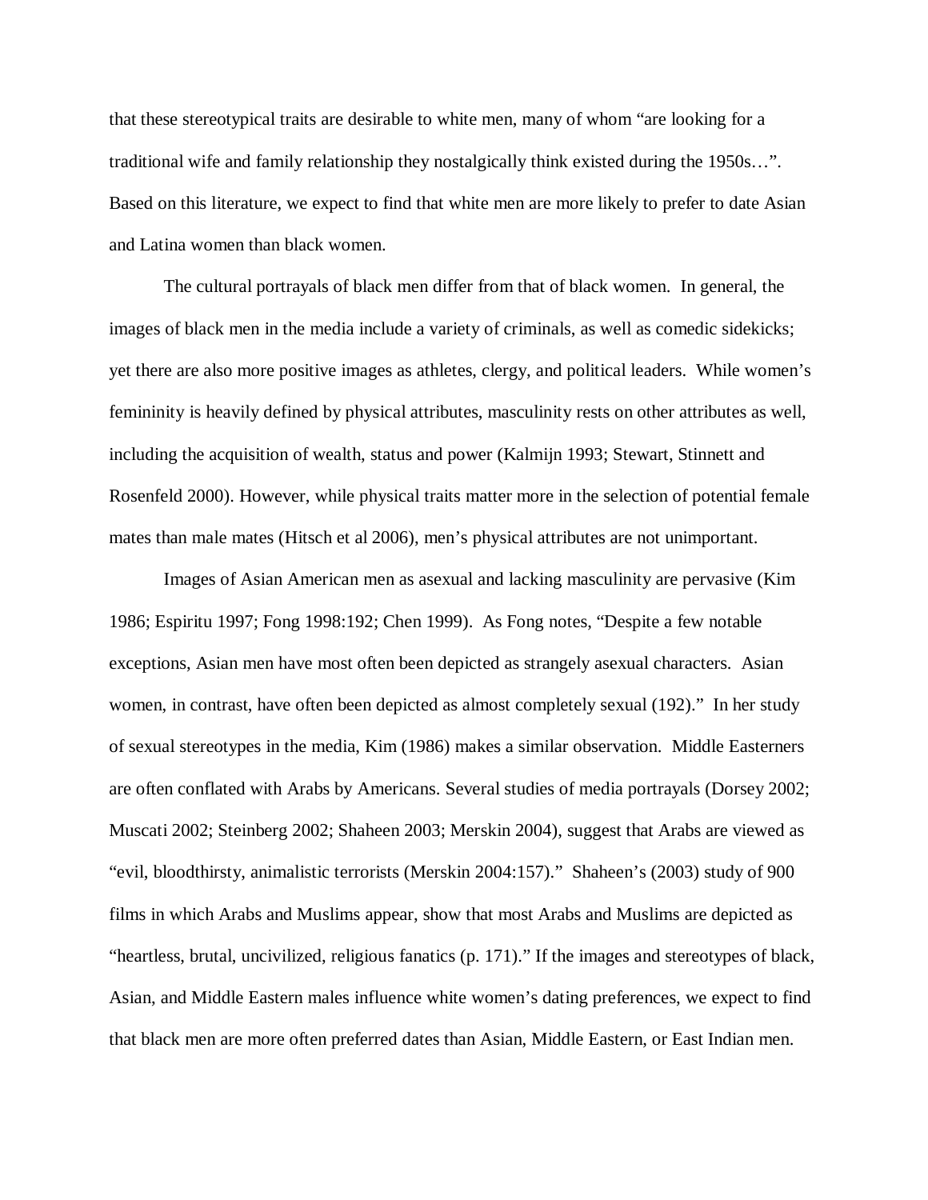that these stereotypical traits are desirable to white men, many of whom "are looking for a traditional wife and family relationship they nostalgically think existed during the 1950s…". Based on this literature, we expect to find that white men are more likely to prefer to date Asian and Latina women than black women.

The cultural portrayals of black men differ from that of black women. In general, the images of black men in the media include a variety of criminals, as well as comedic sidekicks; yet there are also more positive images as athletes, clergy, and political leaders. While women's femininity is heavily defined by physical attributes, masculinity rests on other attributes as well, including the acquisition of wealth, status and power (Kalmijn 1993; Stewart, Stinnett and Rosenfeld 2000). However, while physical traits matter more in the selection of potential female mates than male mates (Hitsch et al 2006), men's physical attributes are not unimportant.

Images of Asian American men as asexual and lacking masculinity are pervasive (Kim 1986; Espiritu 1997; Fong 1998:192; Chen 1999). As Fong notes, "Despite a few notable exceptions, Asian men have most often been depicted as strangely asexual characters. Asian women, in contrast, have often been depicted as almost completely sexual (192)." In her study of sexual stereotypes in the media, Kim (1986) makes a similar observation. Middle Easterners are often conflated with Arabs by Americans. Several studies of media portrayals (Dorsey 2002; Muscati 2002; Steinberg 2002; Shaheen 2003; Merskin 2004), suggest that Arabs are viewed as "evil, bloodthirsty, animalistic terrorists (Merskin 2004:157)." Shaheen's (2003) study of 900 films in which Arabs and Muslims appear, show that most Arabs and Muslims are depicted as "heartless, brutal, uncivilized, religious fanatics (p. 171)." If the images and stereotypes of black, Asian, and Middle Eastern males influence white women's dating preferences, we expect to find that black men are more often preferred dates than Asian, Middle Eastern, or East Indian men.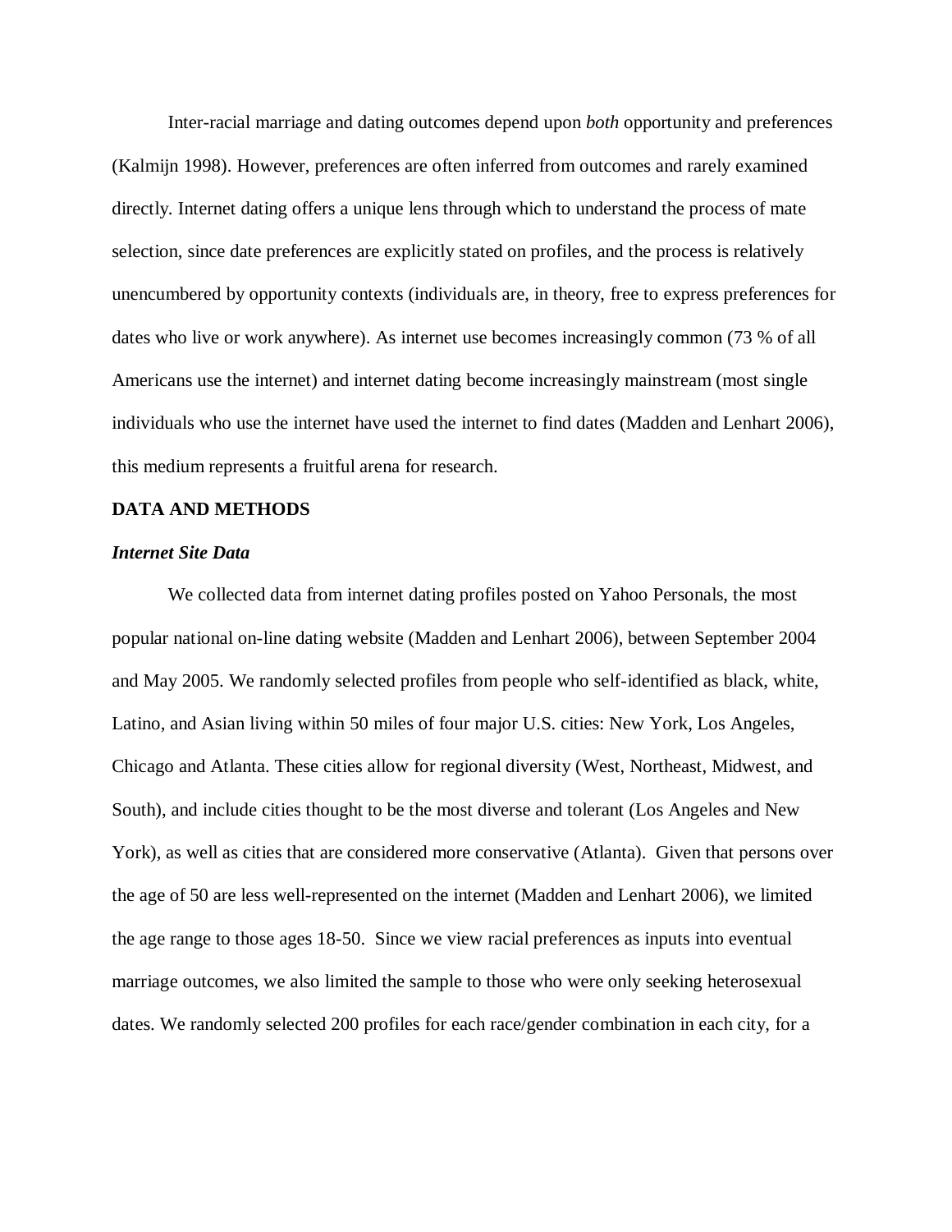Inter-racial marriage and dating outcomes depend upon *both* opportunity and preferences (Kalmijn 1998). However, preferences are often inferred from outcomes and rarely examined directly. Internet dating offers a unique lens through which to understand the process of mate selection, since date preferences are explicitly stated on profiles, and the process is relatively unencumbered by opportunity contexts (individuals are, in theory, free to express preferences for dates who live or work anywhere). As internet use becomes increasingly common (73 % of all Americans use the internet) and internet dating become increasingly mainstream (most single individuals who use the internet have used the internet to find dates (Madden and Lenhart 2006), this medium represents a fruitful arena for research.

## DATA AND METHODS

### *Internet Site Data*

We collected data from internet dating profiles posted on Yahoo Personals, the most popular national on-line dating website (Madden and Lenhart 2006), between September 2004 and May 2005. We randomly selected profiles from people who self-identified as black, white, Latino, and Asian living within 50 miles of four major U.S. cities: New York, Los Angeles, Chicago and Atlanta. These cities allow for regional diversity (West, Northeast, Midwest, and South), and include cities thought to be the most diverse and tolerant (Los Angeles and New York), as well as cities that are considered more conservative (Atlanta). Given that persons over the age of 50 are less well-represented on the internet (Madden and Lenhart 2006), we limited the age range to those ages 18-50. Since we view racial preferences as inputs into eventual marriage outcomes, we also limited the sample to those who were only seeking heterosexual dates. We randomly selected 200 profiles for each race/gender combination in each city, for a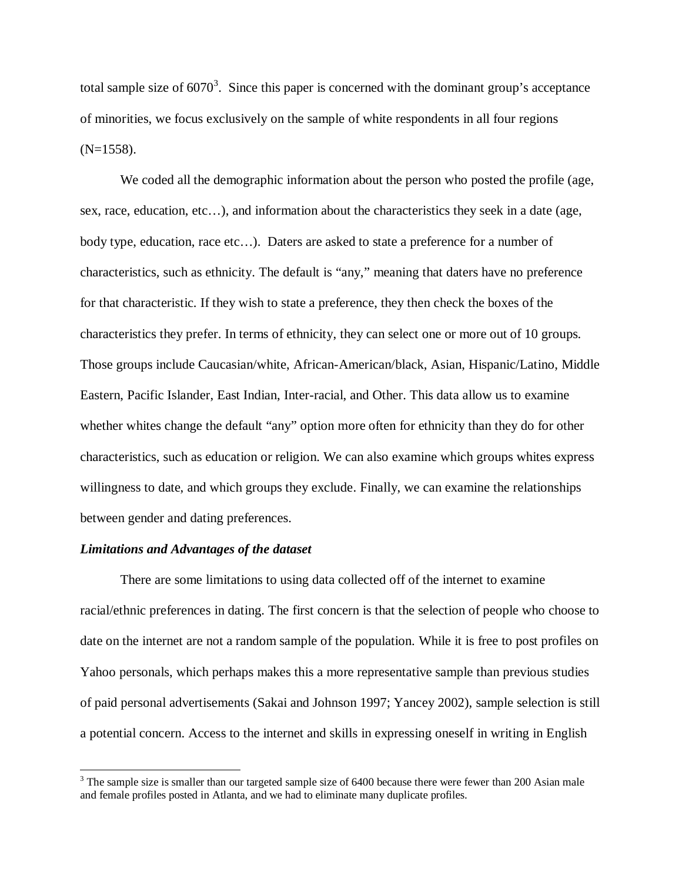total sample size of 6070[3]. Since this paper is concerned with the dominant group's acceptance of minorities, we focus exclusively on the sample of white respondents in all four regions (N=1558).

We coded all the demographic information about the person who posted the profile (age, sex, race, education, etc…), and information about the characteristics they seek in a date (age, body type, education, race etc…). Daters are asked to state a preference for a number of characteristics, such as ethnicity. The default is "any," meaning that daters have no preference for that characteristic. If they wish to state a preference, they then check the boxes of the characteristics they prefer. In terms of ethnicity, they can select one or more out of 10 groups. Those groups include Caucasian/white, African-American/black, Asian, Hispanic/Latino, Middle Eastern, Pacific Islander, East Indian, Inter-racial, and Other. This data allow us to examine whether whites change the default "any" option more often for ethnicity than they do for other characteristics, such as education or religion. We can also examine which groups whites express willingness to date, and which groups they exclude. Finally, we can examine the relationships between gender and dating preferences.

***Limitations and Advantages of the dataset***

There are some limitations to using data collected off of the internet to examine racial/ethnic preferences in dating. The first concern is that the selection of people who choose to date on the internet are not a random sample of the population. While it is free to post profiles on Yahoo personals, which perhaps makes this a more representative sample than previous studies of paid personal advertisements (Sakai and Johnson 1997; Yancey 2002), sample selection is still a potential concern. Access to the internet and skills in expressing oneself in writing in English

---

[3] The sample size is smaller than our targeted sample size of 6400 because there were fewer than 200 Asian male and female profiles posted in Atlanta, and we had to eliminate many duplicate profiles.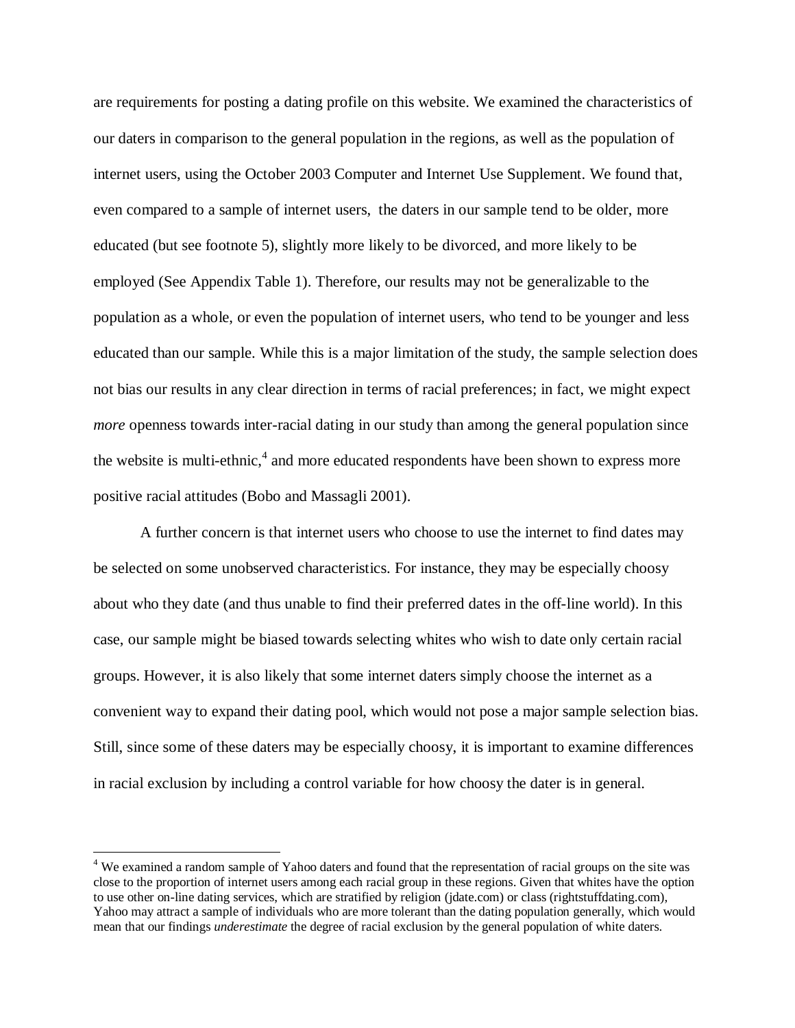are requirements for posting a dating profile on this website. We examined the characteristics of our daters in comparison to the general population in the regions, as well as the population of internet users, using the October 2003 Computer and Internet Use Supplement. We found that, even compared to a sample of internet users, the daters in our sample tend to be older, more educated (but see footnote 5), slightly more likely to be divorced, and more likely to be employed (See Appendix Table 1). Therefore, our results may not be generalizable to the population as a whole, or even the population of internet users, who tend to be younger and less educated than our sample. While this is a major limitation of the study, the sample selection does not bias our results in any clear direction in terms of racial preferences; in fact, we might expect *more* openness towards inter-racial dating in our study than among the general population since the website is multi-ethnic,[4] and more educated respondents have been shown to express more positive racial attitudes (Bobo and Massagli 2001).

A further concern is that internet users who choose to use the internet to find dates may be selected on some unobserved characteristics. For instance, they may be especially choosy about who they date (and thus unable to find their preferred dates in the off-line world). In this case, our sample might be biased towards selecting whites who wish to date only certain racial groups. However, it is also likely that some internet daters simply choose the internet as a convenient way to expand their dating pool, which would not pose a major sample selection bias. Still, since some of these daters may be especially choosy, it is important to examine differences in racial exclusion by including a control variable for how choosy the dater is in general.

---

[4] We examined a random sample of Yahoo daters and found that the representation of racial groups on the site was close to the proportion of internet users among each racial group in these regions. Given that whites have the option to use other on-line dating services, which are stratified by religion (jdate.com) or class (rightstuffdating.com), Yahoo may attract a sample of individuals who are more tolerant than the dating population generally, which would mean that our findings *underestimate* the degree of racial exclusion by the general population of white daters.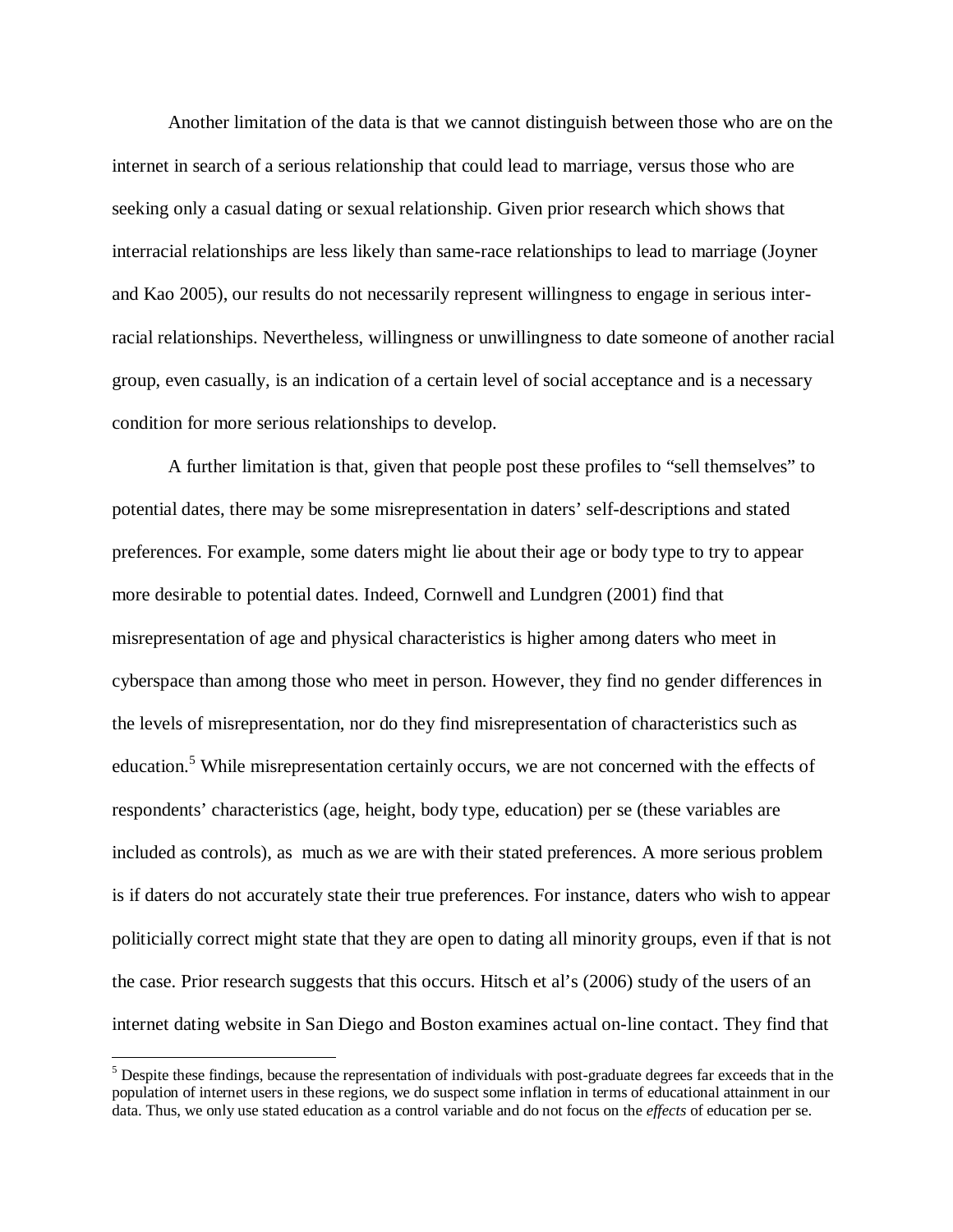Another limitation of the data is that we cannot distinguish between those who are on the internet in search of a serious relationship that could lead to marriage, versus those who are seeking only a casual dating or sexual relationship. Given prior research which shows that interracial relationships are less likely than same-race relationships to lead to marriage (Joyner and Kao 2005), our results do not necessarily represent willingness to engage in serious inter-racial relationships. Nevertheless, willingness or unwillingness to date someone of another racial group, even casually, is an indication of a certain level of social acceptance and is a necessary condition for more serious relationships to develop.

A further limitation is that, given that people post these profiles to "sell themselves" to potential dates, there may be some misrepresentation in daters' self-descriptions and stated preferences. For example, some daters might lie about their age or body type to try to appear more desirable to potential dates. Indeed, Cornwell and Lundgren (2001) find that misrepresentation of age and physical characteristics is higher among daters who meet in cyberspace than among those who meet in person. However, they find no gender differences in the levels of misrepresentation, nor do they find misrepresentation of characteristics such as education.[5] While misrepresentation certainly occurs, we are not concerned with the effects of respondents' characteristics (age, height, body type, education) per se (these variables are included as controls), as much as we are with their stated preferences. A more serious problem is if daters do not accurately state their true preferences. For instance, daters who wish to appear politicially correct might state that they are open to dating all minority groups, even if that is not the case. Prior research suggests that this occurs. Hitsch et al's (2006) study of the users of an internet dating website in San Diego and Boston examines actual on-line contact. They find that

[5] Despite these findings, because the representation of individuals with post-graduate degrees far exceeds that in the population of internet users in these regions, we do suspect some inflation in terms of educational attainment in our data. Thus, we only use stated education as a control variable and do not focus on the *effects* of education per se.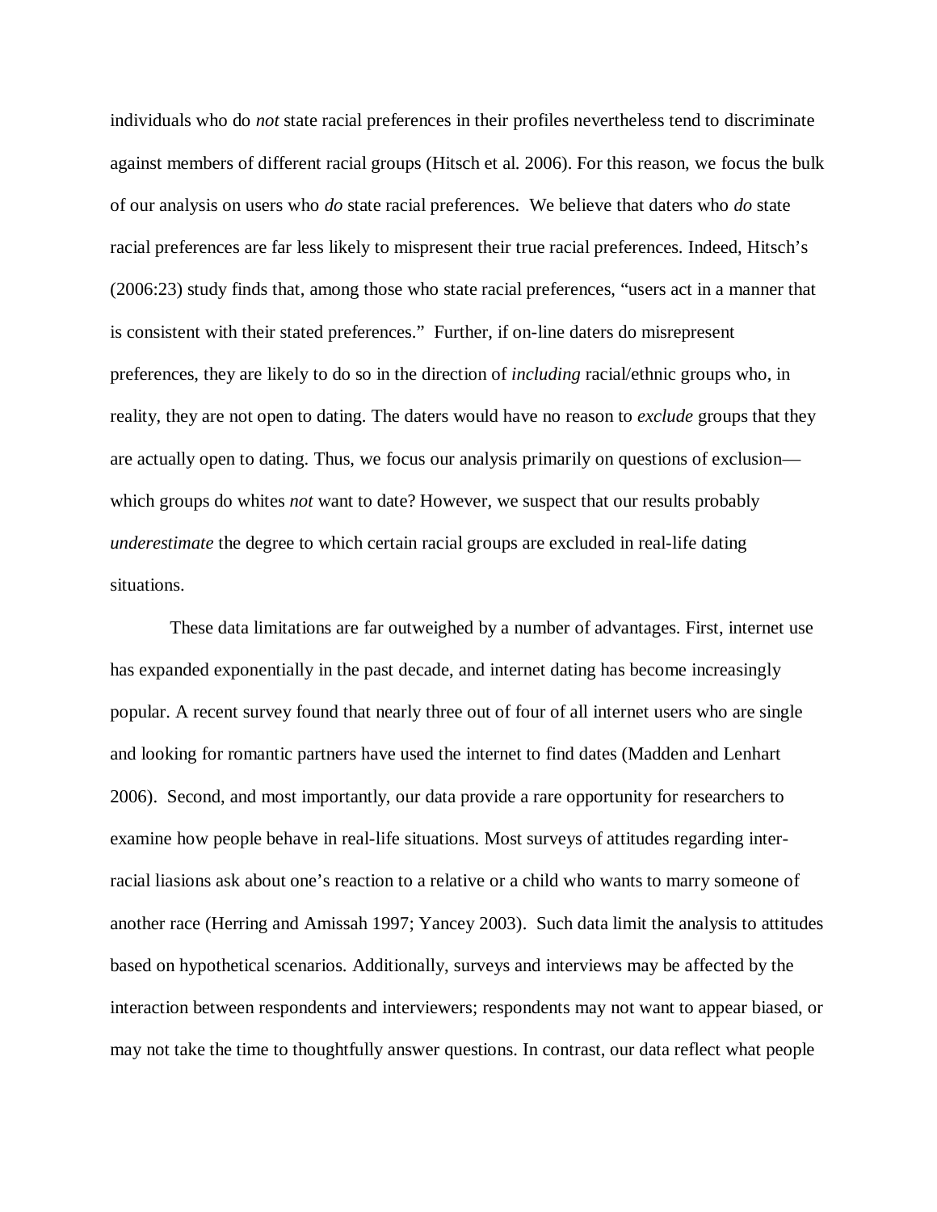individuals who do *not* state racial preferences in their profiles nevertheless tend to discriminate against members of different racial groups (Hitsch et al. 2006). For this reason, we focus the bulk of our analysis on users who *do* state racial preferences. We believe that daters who *do* state racial preferences are far less likely to mispresent their true racial preferences. Indeed, Hitsch's (2006:23) study finds that, among those who state racial preferences, "users act in a manner that is consistent with their stated preferences." Further, if on-line daters do misrepresent preferences, they are likely to do so in the direction of *including* racial/ethnic groups who, in reality, they are not open to dating. The daters would have no reason to *exclude* groups that they are actually open to dating. Thus, we focus our analysis primarily on questions of exclusion—which groups do whites *not* want to date? However, we suspect that our results probably *underestimate* the degree to which certain racial groups are excluded in real-life dating situations.

These data limitations are far outweighed by a number of advantages. First, internet use has expanded exponentially in the past decade, and internet dating has become increasingly popular. A recent survey found that nearly three out of four of all internet users who are single and looking for romantic partners have used the internet to find dates (Madden and Lenhart 2006). Second, and most importantly, our data provide a rare opportunity for researchers to examine how people behave in real-life situations. Most surveys of attitudes regarding inter-racial liasions ask about one's reaction to a relative or a child who wants to marry someone of another race (Herring and Amissah 1997; Yancey 2003). Such data limit the analysis to attitudes based on hypothetical scenarios. Additionally, surveys and interviews may be affected by the interaction between respondents and interviewers; respondents may not want to appear biased, or may not take the time to thoughtfully answer questions. In contrast, our data reflect what people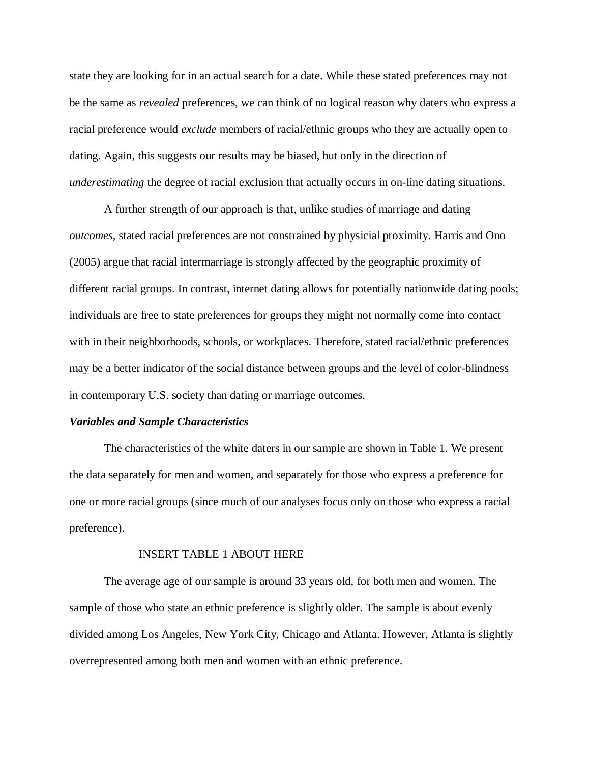state they are looking for in an actual search for a date. While these stated preferences may not be the same as *revealed* preferences, we can think of no logical reason why daters who express a racial preference would *exclude* members of racial/ethnic groups who they are actually open to dating. Again, this suggests our results may be biased, but only in the direction of *underestimating* the degree of racial exclusion that actually occurs in on-line dating situations.

A further strength of our approach is that, unlike studies of marriage and dating *outcomes*, stated racial preferences are not constrained by physicial proximity. Harris and Ono (2005) argue that racial intermarriage is strongly affected by the geographic proximity of different racial groups. In contrast, internet dating allows for potentially nationwide dating pools; individuals are free to state preferences for groups they might not normally come into contact with in their neighborhoods, schools, or workplaces. Therefore, stated racial/ethnic preferences may be a better indicator of the social distance between groups and the level of color-blindness in contemporary U.S. society than dating or marriage outcomes.

***Variables and Sample Characteristics***

The characteristics of the white daters in our sample are shown in Table 1. We present the data separately for men and women, and separately for those who express a preference for one or more racial groups (since much of our analyses focus only on those who express a racial preference).

INSERT TABLE 1 ABOUT HERE

The average age of our sample is around 33 years old, for both men and women. The sample of those who state an ethnic preference is slightly older. The sample is about evenly divided among Los Angeles, New York City, Chicago and Atlanta. However, Atlanta is slightly overrepresented among both men and women with an ethnic preference.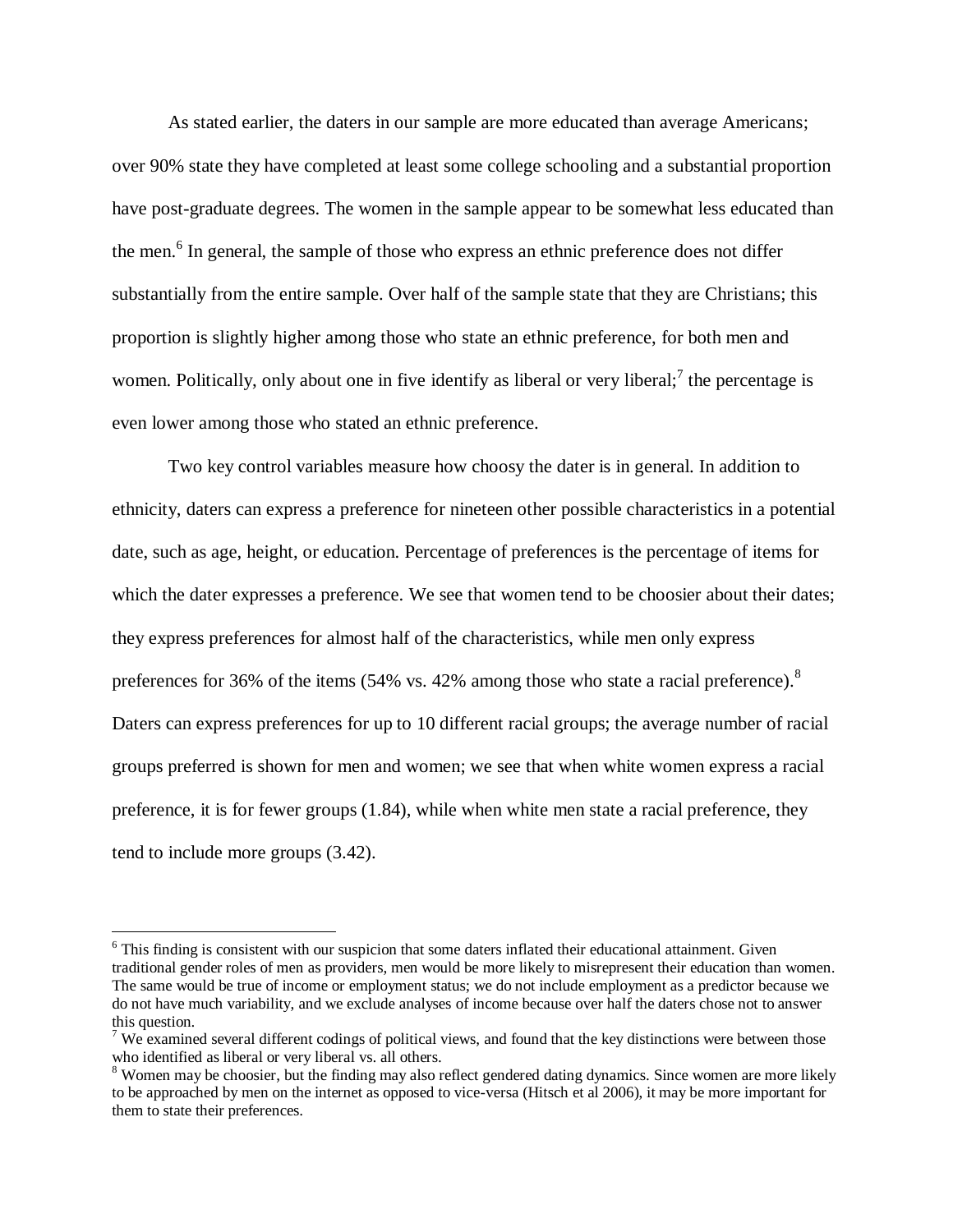As stated earlier, the daters in our sample are more educated than average Americans; over 90% state they have completed at least some college schooling and a substantial proportion have post-graduate degrees. The women in the sample appear to be somewhat less educated than the men.[6] In general, the sample of those who express an ethnic preference does not differ substantially from the entire sample. Over half of the sample state that they are Christians; this proportion is slightly higher among those who state an ethnic preference, for both men and women. Politically, only about one in five identify as liberal or very liberal;[7] the percentage is even lower among those who stated an ethnic preference.

Two key control variables measure how choosy the dater is in general. In addition to ethnicity, daters can express a preference for nineteen other possible characteristics in a potential date, such as age, height, or education. Percentage of preferences is the percentage of items for which the dater expresses a preference. We see that women tend to be choosier about their dates; they express preferences for almost half of the characteristics, while men only express preferences for 36% of the items (54% vs. 42% among those who state a racial preference).[8] Daters can express preferences for up to 10 different racial groups; the average number of racial groups preferred is shown for men and women; we see that when white women express a racial preference, it is for fewer groups (1.84), while when white men state a racial preference, they tend to include more groups (3.42).

---

[6] This finding is consistent with our suspicion that some daters inflated their educational attainment. Given traditional gender roles of men as providers, men would be more likely to misrepresent their education than women. The same would be true of income or employment status; we do not include employment as a predictor because we do not have much variability, and we exclude analyses of income because over half the daters chose not to answer this question.

[7] We examined several different codings of political views, and found that the key distinctions were between those who identified as liberal or very liberal vs. all others.

[8] Women may be choosier, but the finding may also reflect gendered dating dynamics. Since women are more likely to be approached by men on the internet as opposed to vice-versa (Hitsch et al 2006), it may be more important for them to state their preferences.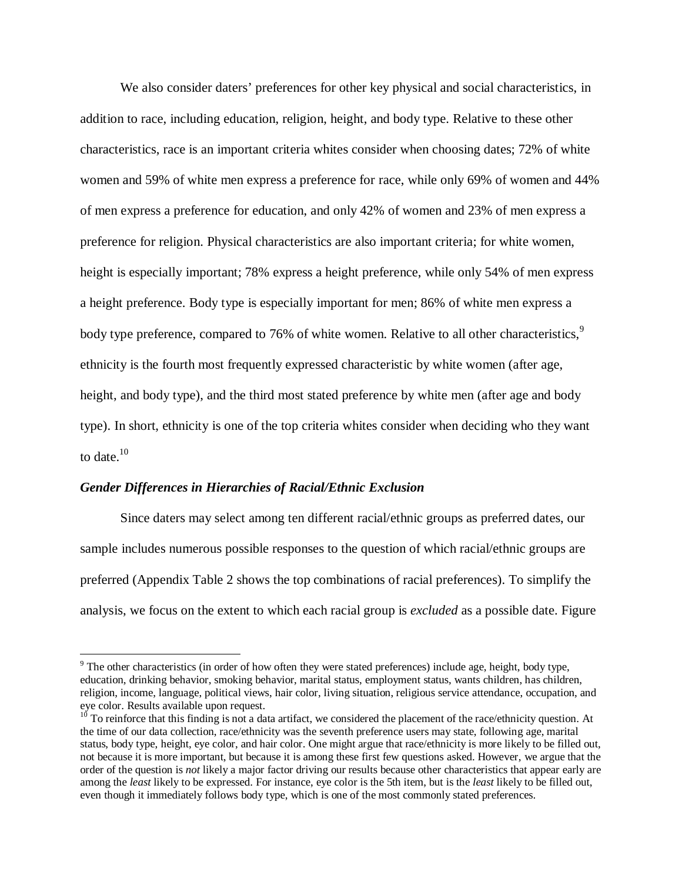We also consider daters' preferences for other key physical and social characteristics, in addition to race, including education, religion, height, and body type. Relative to these other characteristics, race is an important criteria whites consider when choosing dates; 72% of white women and 59% of white men express a preference for race, while only 69% of women and 44% of men express a preference for education, and only 42% of women and 23% of men express a preference for religion. Physical characteristics are also important criteria; for white women, height is especially important; 78% express a height preference, while only 54% of men express a height preference. Body type is especially important for men; 86% of white men express a body type preference, compared to 76% of white women. Relative to all other characteristics,[9] ethnicity is the fourth most frequently expressed characteristic by white women (after age, height, and body type), and the third most stated preference by white men (after age and body type). In short, ethnicity is one of the top criteria whites consider when deciding who they want to date.[10]

### *Gender Differences in Hierarchies of Racial/Ethnic Exclusion*

Since daters may select among ten different racial/ethnic groups as preferred dates, our sample includes numerous possible responses to the question of which racial/ethnic groups are preferred (Appendix Table 2 shows the top combinations of racial preferences). To simplify the analysis, we focus on the extent to which each racial group is *excluded* as a possible date. Figure

---

[9] The other characteristics (in order of how often they were stated preferences) include age, height, body type, education, drinking behavior, smoking behavior, marital status, employment status, wants children, has children, religion, income, language, political views, hair color, living situation, religious service attendance, occupation, and eye color. Results available upon request.

[10] To reinforce that this finding is not a data artifact, we considered the placement of the race/ethnicity question. At the time of our data collection, race/ethnicity was the seventh preference users may state, following age, marital status, body type, height, eye color, and hair color. One might argue that race/ethnicity is more likely to be filled out, not because it is more important, but because it is among these first few questions asked. However, we argue that the order of the question is *not* likely a major factor driving our results because other characteristics that appear early are among the *least* likely to be expressed. For instance, eye color is the 5th item, but is the *least* likely to be filled out, even though it immediately follows body type, which is one of the most commonly stated preferences.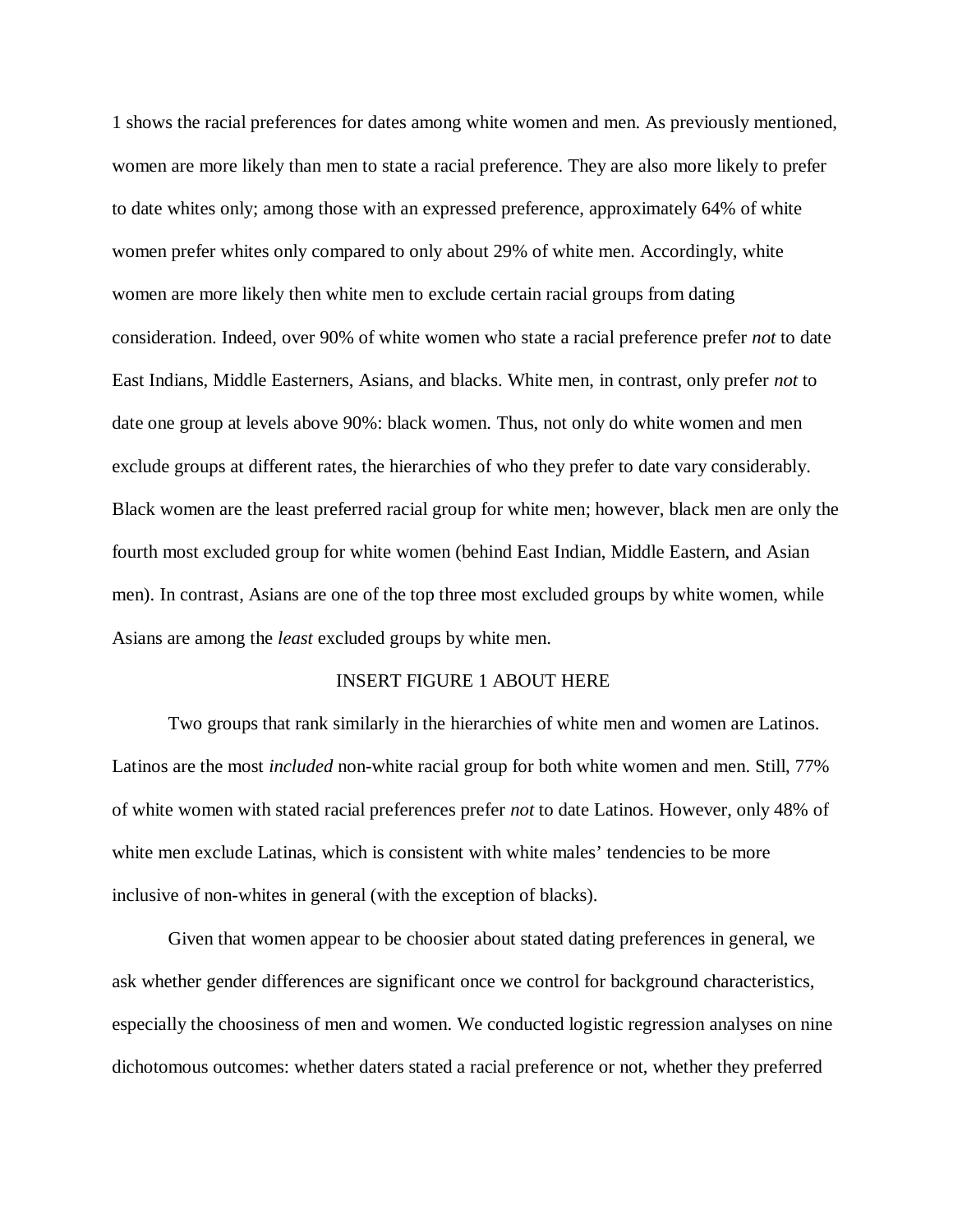1 shows the racial preferences for dates among white women and men. As previously mentioned, women are more likely than men to state a racial preference. They are also more likely to prefer to date whites only; among those with an expressed preference, approximately 64% of white women prefer whites only compared to only about 29% of white men. Accordingly, white women are more likely then white men to exclude certain racial groups from dating consideration. Indeed, over 90% of white women who state a racial preference prefer *not* to date East Indians, Middle Easterners, Asians, and blacks. White men, in contrast, only prefer *not* to date one group at levels above 90%: black women. Thus, not only do white women and men exclude groups at different rates, the hierarchies of who they prefer to date vary considerably. Black women are the least preferred racial group for white men; however, black men are only the fourth most excluded group for white women (behind East Indian, Middle Eastern, and Asian men). In contrast, Asians are one of the top three most excluded groups by white women, while Asians are among the *least* excluded groups by white men.

INSERT FIGURE 1 ABOUT HERE

Two groups that rank similarly in the hierarchies of white men and women are Latinos. Latinos are the most *included* non-white racial group for both white women and men. Still, 77% of white women with stated racial preferences prefer *not* to date Latinos. However, only 48% of white men exclude Latinas, which is consistent with white males' tendencies to be more inclusive of non-whites in general (with the exception of blacks).

Given that women appear to be choosier about stated dating preferences in general, we ask whether gender differences are significant once we control for background characteristics, especially the choosiness of men and women. We conducted logistic regression analyses on nine dichotomous outcomes: whether daters stated a racial preference or not, whether they preferred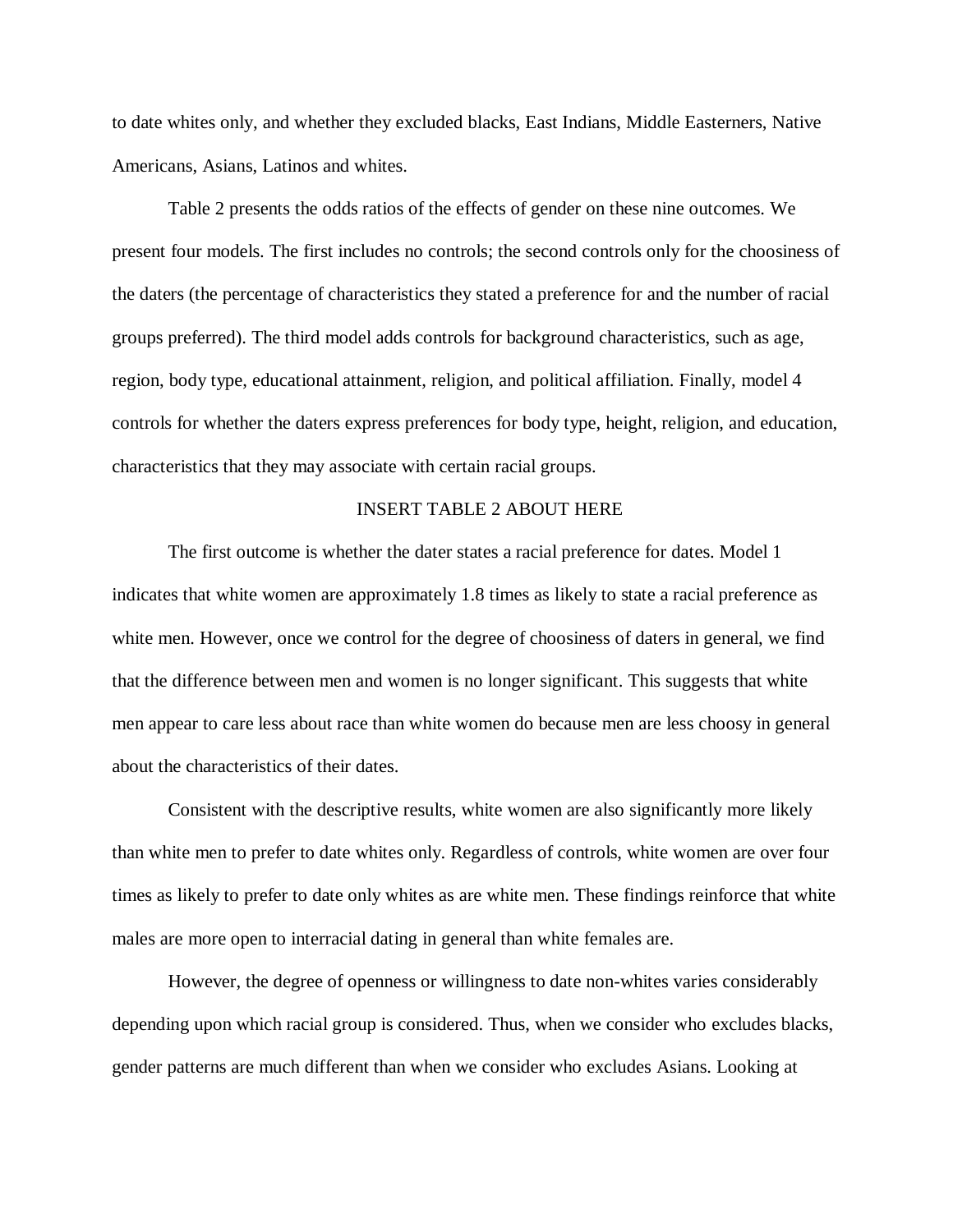to date whites only, and whether they excluded blacks, East Indians, Middle Easterners, Native Americans, Asians, Latinos and whites.

Table 2 presents the odds ratios of the effects of gender on these nine outcomes. We present four models. The first includes no controls; the second controls only for the choosiness of the daters (the percentage of characteristics they stated a preference for and the number of racial groups preferred). The third model adds controls for background characteristics, such as age, region, body type, educational attainment, religion, and political affiliation. Finally, model 4 controls for whether the daters express preferences for body type, height, religion, and education, characteristics that they may associate with certain racial groups.

INSERT TABLE 2 ABOUT HERE

The first outcome is whether the dater states a racial preference for dates. Model 1 indicates that white women are approximately 1.8 times as likely to state a racial preference as white men. However, once we control for the degree of choosiness of daters in general, we find that the difference between men and women is no longer significant. This suggests that white men appear to care less about race than white women do because men are less choosy in general about the characteristics of their dates.

Consistent with the descriptive results, white women are also significantly more likely than white men to prefer to date whites only. Regardless of controls, white women are over four times as likely to prefer to date only whites as are white men. These findings reinforce that white males are more open to interracial dating in general than white females are.

However, the degree of openness or willingness to date non-whites varies considerably depending upon which racial group is considered. Thus, when we consider who excludes blacks, gender patterns are much different than when we consider who excludes Asians. Looking at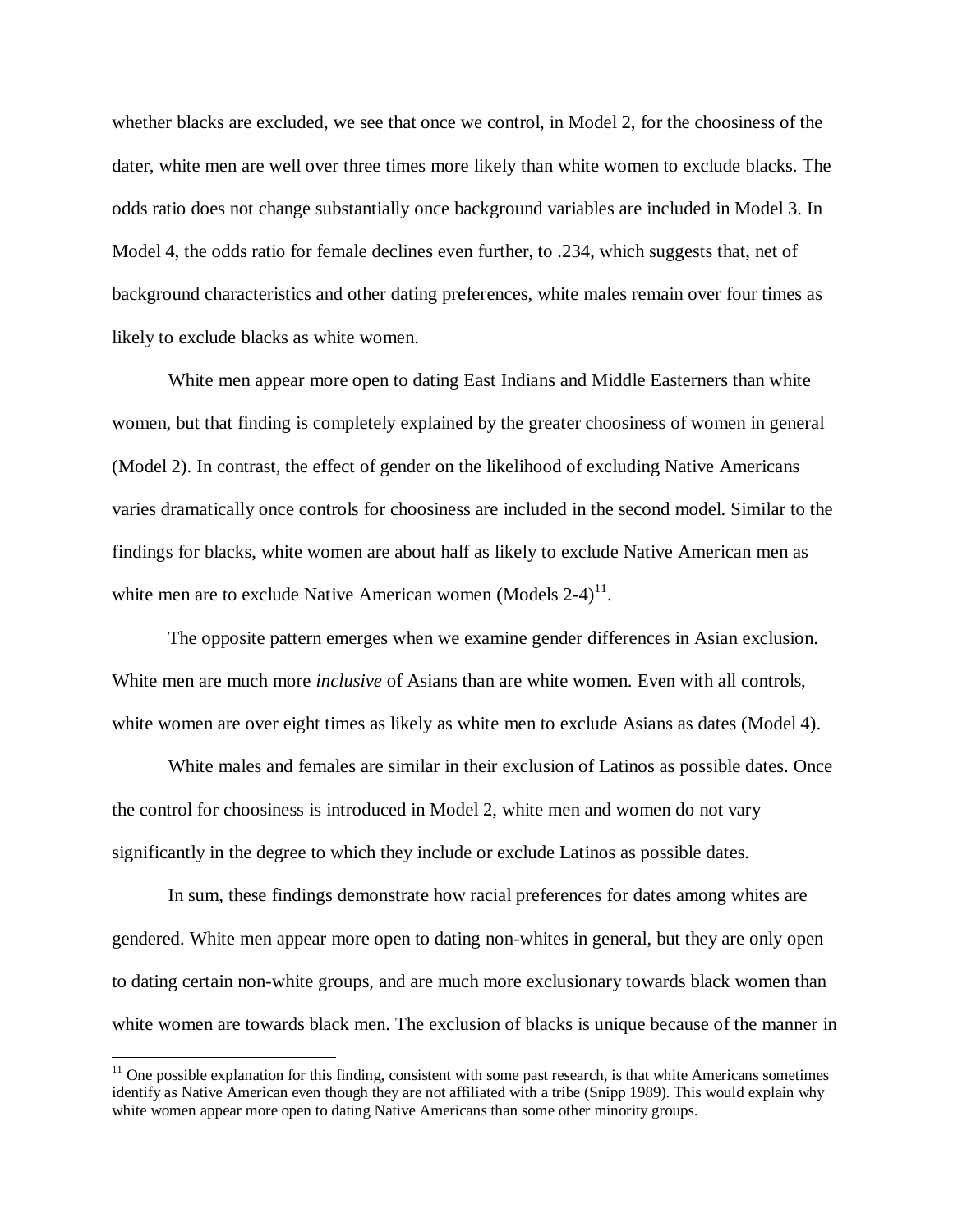whether blacks are excluded, we see that once we control, in Model 2, for the choosiness of the dater, white men are well over three times more likely than white women to exclude blacks. The odds ratio does not change substantially once background variables are included in Model 3. In Model 4, the odds ratio for female declines even further, to .234, which suggests that, net of background characteristics and other dating preferences, white males remain over four times as likely to exclude blacks as white women.

White men appear more open to dating East Indians and Middle Easterners than white women, but that finding is completely explained by the greater choosiness of women in general (Model 2). In contrast, the effect of gender on the likelihood of excluding Native Americans varies dramatically once controls for choosiness are included in the second model. Similar to the findings for blacks, white women are about half as likely to exclude Native American men as white men are to exclude Native American women (Models 2-4)[11].

The opposite pattern emerges when we examine gender differences in Asian exclusion. White men are much more *inclusive* of Asians than are white women. Even with all controls, white women are over eight times as likely as white men to exclude Asians as dates (Model 4).

White males and females are similar in their exclusion of Latinos as possible dates. Once the control for choosiness is introduced in Model 2, white men and women do not vary significantly in the degree to which they include or exclude Latinos as possible dates.

In sum, these findings demonstrate how racial preferences for dates among whites are gendered. White men appear more open to dating non-whites in general, but they are only open to dating certain non-white groups, and are much more exclusionary towards black women than white women are towards black men. The exclusion of blacks is unique because of the manner in

[11] One possible explanation for this finding, consistent with some past research, is that white Americans sometimes identify as Native American even though they are not affiliated with a tribe (Snipp 1989). This would explain why white women appear more open to dating Native Americans than some other minority groups.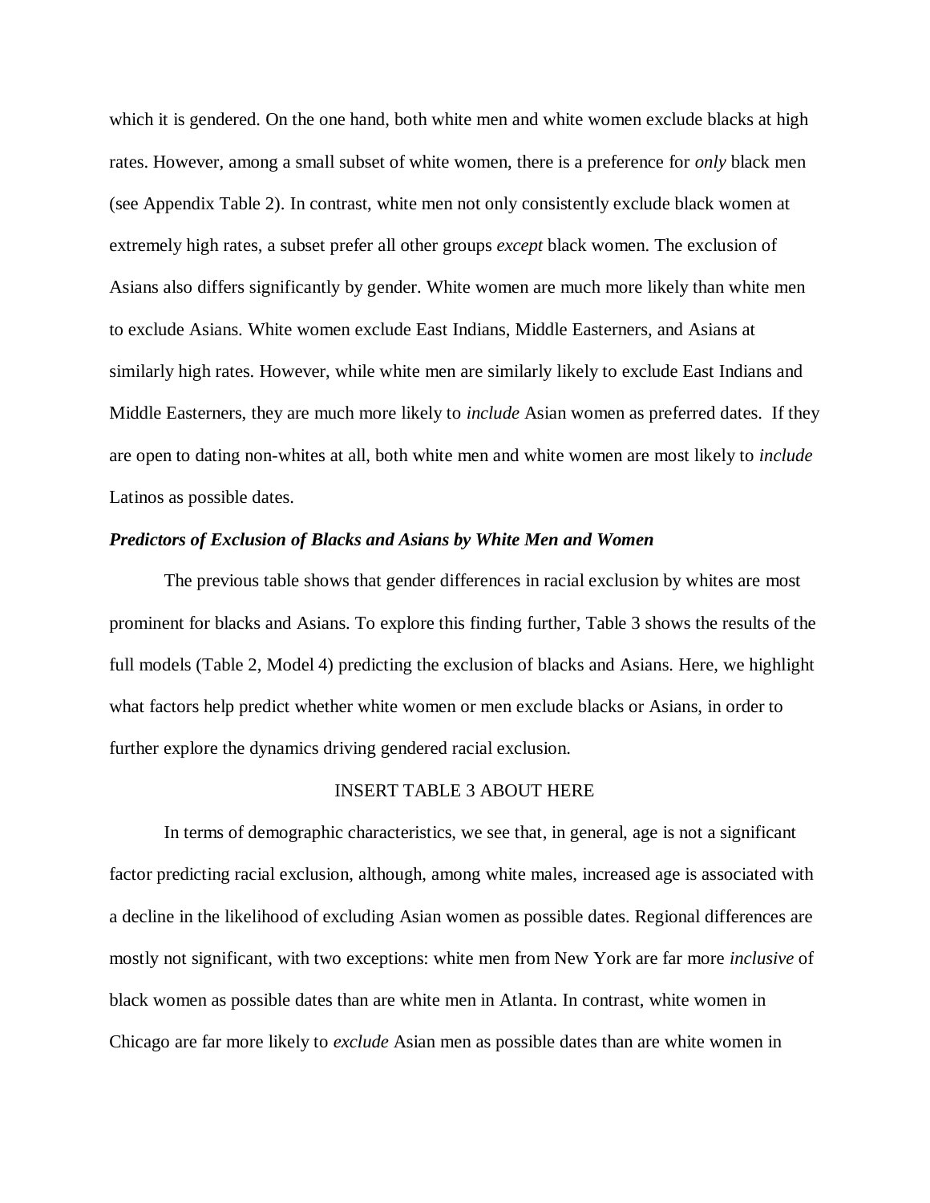which it is gendered. On the one hand, both white men and white women exclude blacks at high rates. However, among a small subset of white women, there is a preference for *only* black men (see Appendix Table 2). In contrast, white men not only consistently exclude black women at extremely high rates, a subset prefer all other groups *except* black women. The exclusion of Asians also differs significantly by gender. White women are much more likely than white men to exclude Asians. White women exclude East Indians, Middle Easterners, and Asians at similarly high rates. However, while white men are similarly likely to exclude East Indians and Middle Easterners, they are much more likely to *include* Asian women as preferred dates. If they are open to dating non-whites at all, both white men and white women are most likely to *include* Latinos as possible dates.

### *Predictors of Exclusion of Blacks and Asians by White Men and Women*

The previous table shows that gender differences in racial exclusion by whites are most prominent for blacks and Asians. To explore this finding further, Table 3 shows the results of the full models (Table 2, Model 4) predicting the exclusion of blacks and Asians. Here, we highlight what factors help predict whether white women or men exclude blacks or Asians, in order to further explore the dynamics driving gendered racial exclusion.

INSERT TABLE 3 ABOUT HERE

In terms of demographic characteristics, we see that, in general, age is not a significant factor predicting racial exclusion, although, among white males, increased age is associated with a decline in the likelihood of excluding Asian women as possible dates. Regional differences are mostly not significant, with two exceptions: white men from New York are far more *inclusive* of black women as possible dates than are white men in Atlanta. In contrast, white women in Chicago are far more likely to *exclude* Asian men as possible dates than are white women in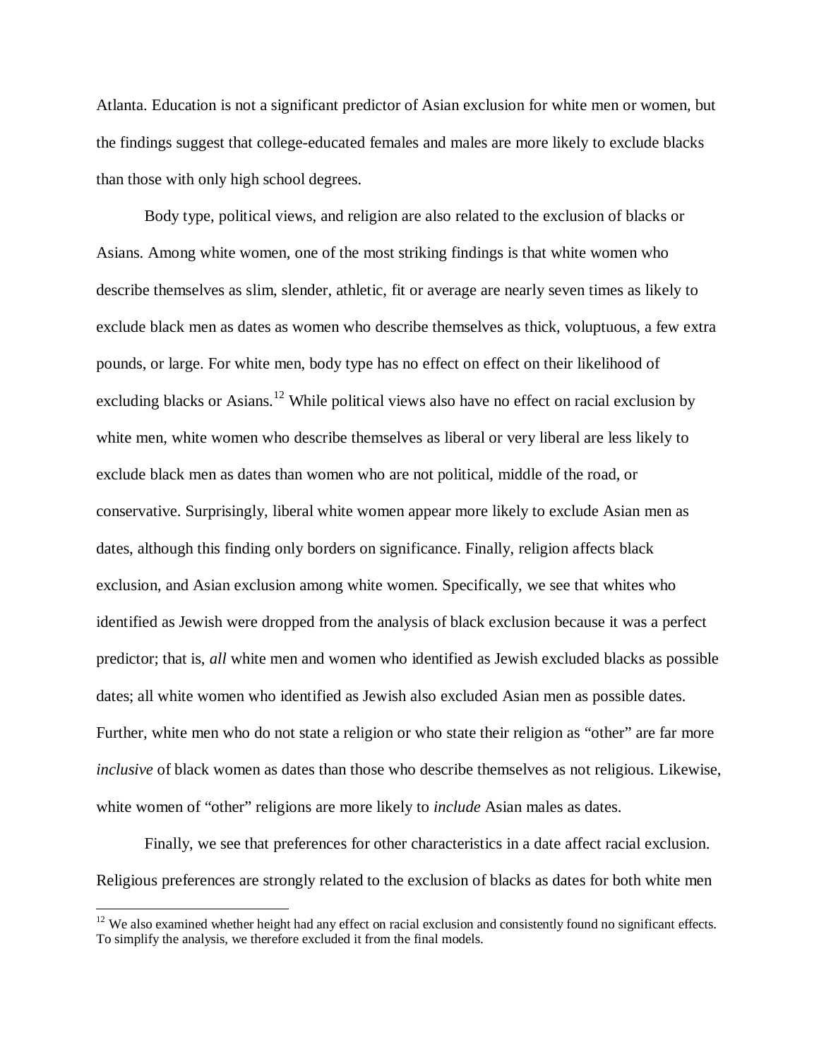Atlanta. Education is not a significant predictor of Asian exclusion for white men or women, but the findings suggest that college-educated females and males are more likely to exclude blacks than those with only high school degrees.

Body type, political views, and religion are also related to the exclusion of blacks or Asians. Among white women, one of the most striking findings is that white women who describe themselves as slim, slender, athletic, fit or average are nearly seven times as likely to exclude black men as dates as women who describe themselves as thick, voluptuous, a few extra pounds, or large. For white men, body type has no effect on effect on their likelihood of excluding blacks or Asians.[12] While political views also have no effect on racial exclusion by white men, white women who describe themselves as liberal or very liberal are less likely to exclude black men as dates than women who are not political, middle of the road, or conservative. Surprisingly, liberal white women appear more likely to exclude Asian men as dates, although this finding only borders on significance. Finally, religion affects black exclusion, and Asian exclusion among white women. Specifically, we see that whites who identified as Jewish were dropped from the analysis of black exclusion because it was a perfect predictor; that is, *all* white men and women who identified as Jewish excluded blacks as possible dates; all white women who identified as Jewish also excluded Asian men as possible dates. Further, white men who do not state a religion or who state their religion as "other" are far more *inclusive* of black women as dates than those who describe themselves as not religious. Likewise, white women of "other" religions are more likely to *include* Asian males as dates.

Finally, we see that preferences for other characteristics in a date affect racial exclusion. Religious preferences are strongly related to the exclusion of blacks as dates for both white men

[12] We also examined whether height had any effect on racial exclusion and consistently found no significant effects. To simplify the analysis, we therefore excluded it from the final models.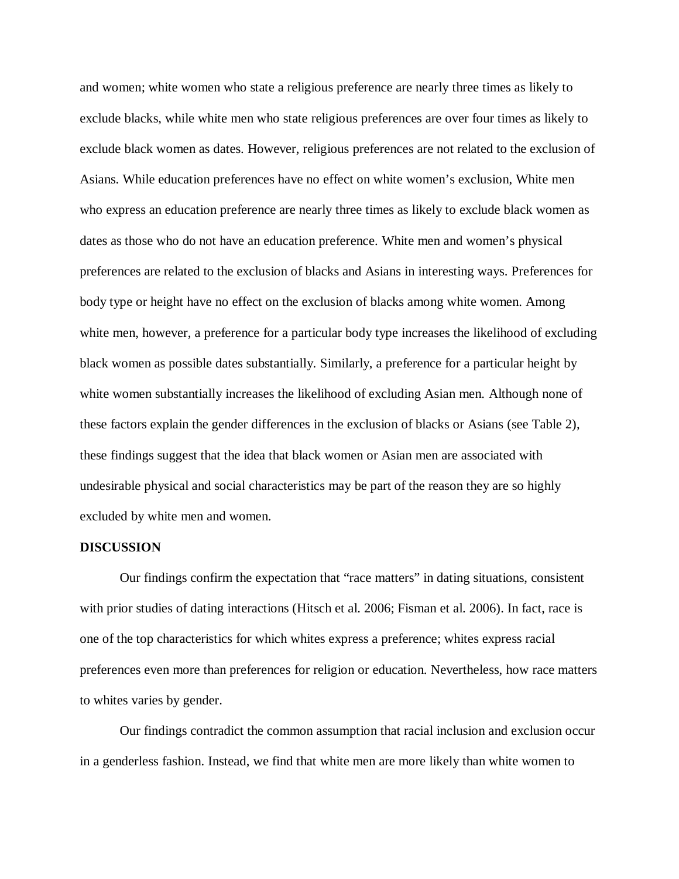and women; white women who state a religious preference are nearly three times as likely to exclude blacks, while white men who state religious preferences are over four times as likely to exclude black women as dates. However, religious preferences are not related to the exclusion of Asians. While education preferences have no effect on white women's exclusion, White men who express an education preference are nearly three times as likely to exclude black women as dates as those who do not have an education preference. White men and women's physical preferences are related to the exclusion of blacks and Asians in interesting ways. Preferences for body type or height have no effect on the exclusion of blacks among white women. Among white men, however, a preference for a particular body type increases the likelihood of excluding black women as possible dates substantially. Similarly, a preference for a particular height by white women substantially increases the likelihood of excluding Asian men. Although none of these factors explain the gender differences in the exclusion of blacks or Asians (see Table 2), these findings suggest that the idea that black women or Asian men are associated with undesirable physical and social characteristics may be part of the reason they are so highly excluded by white men and women.

**DISCUSSION**

Our findings confirm the expectation that "race matters" in dating situations, consistent with prior studies of dating interactions (Hitsch et al. 2006; Fisman et al. 2006). In fact, race is one of the top characteristics for which whites express a preference; whites express racial preferences even more than preferences for religion or education. Nevertheless, how race matters to whites varies by gender.

Our findings contradict the common assumption that racial inclusion and exclusion occur in a genderless fashion. Instead, we find that white men are more likely than white women to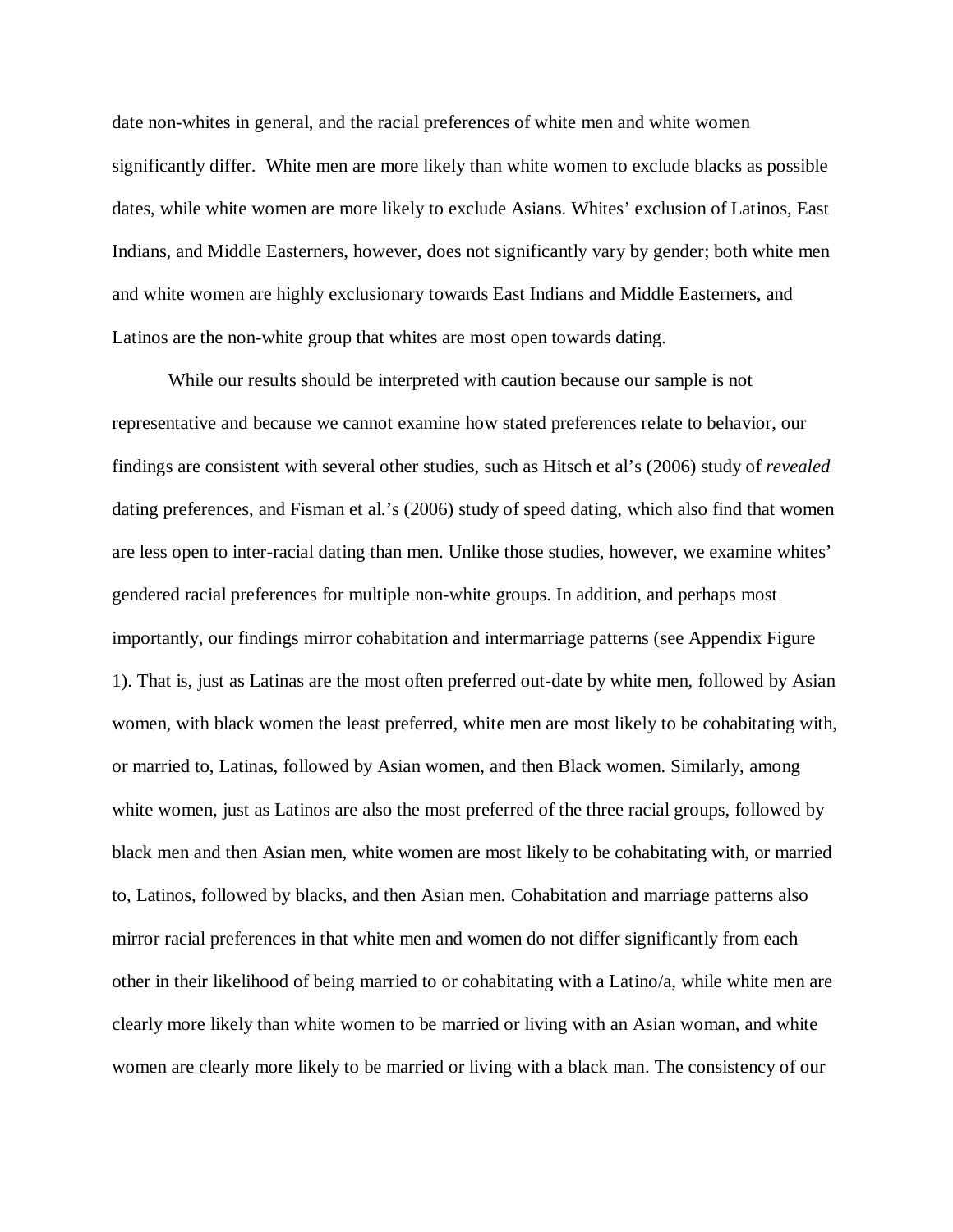date non-whites in general, and the racial preferences of white men and white women significantly differ.  White men are more likely than white women to exclude blacks as possible dates, while white women are more likely to exclude Asians. Whites' exclusion of Latinos, East Indians, and Middle Easterners, however, does not significantly vary by gender; both white men and white women are highly exclusionary towards East Indians and Middle Easterners, and Latinos are the non-white group that whites are most open towards dating.

While our results should be interpreted with caution because our sample is not representative and because we cannot examine how stated preferences relate to behavior, our findings are consistent with several other studies, such as Hitsch et al's (2006) study of *revealed* dating preferences, and Fisman et al.'s (2006) study of speed dating, which also find that women are less open to inter-racial dating than men. Unlike those studies, however, we examine whites' gendered racial preferences for multiple non-white groups. In addition, and perhaps most importantly, our findings mirror cohabitation and intermarriage patterns (see Appendix Figure 1). That is, just as Latinas are the most often preferred out-date by white men, followed by Asian women, with black women the least preferred, white men are most likely to be cohabitating with, or married to, Latinas, followed by Asian women, and then Black women. Similarly, among white women, just as Latinos are also the most preferred of the three racial groups, followed by black men and then Asian men, white women are most likely to be cohabitating with, or married to, Latinos, followed by blacks, and then Asian men. Cohabitation and marriage patterns also mirror racial preferences in that white men and women do not differ significantly from each other in their likelihood of being married to or cohabitating with a Latino/a, while white men are clearly more likely than white women to be married or living with an Asian woman, and white women are clearly more likely to be married or living with a black man. The consistency of our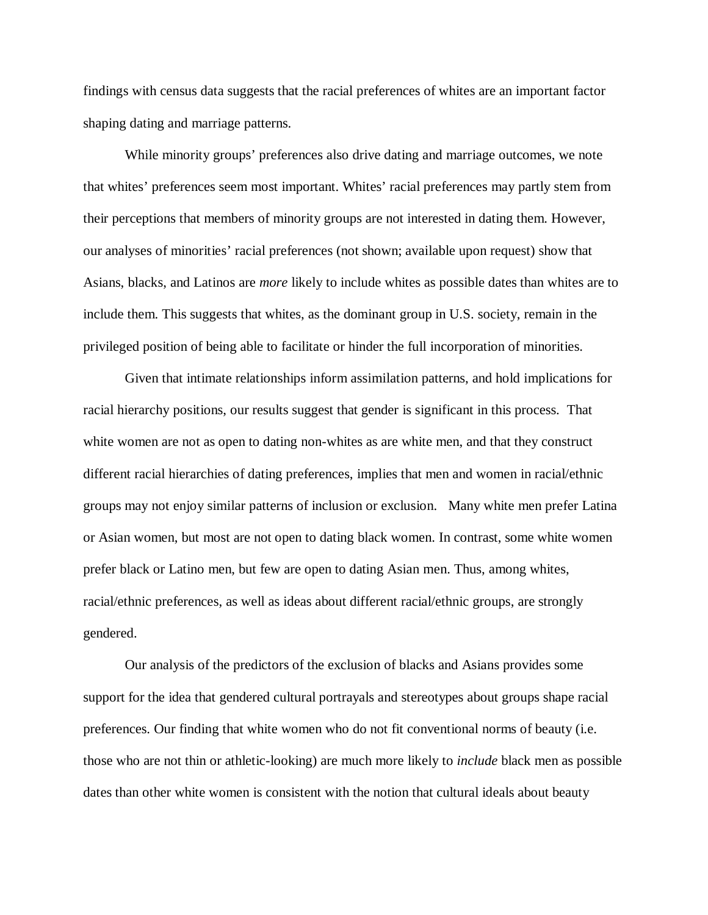findings with census data suggests that the racial preferences of whites are an important factor shaping dating and marriage patterns.

While minority groups' preferences also drive dating and marriage outcomes, we note that whites' preferences seem most important. Whites' racial preferences may partly stem from their perceptions that members of minority groups are not interested in dating them. However, our analyses of minorities' racial preferences (not shown; available upon request) show that Asians, blacks, and Latinos are *more* likely to include whites as possible dates than whites are to include them. This suggests that whites, as the dominant group in U.S. society, remain in the privileged position of being able to facilitate or hinder the full incorporation of minorities.

Given that intimate relationships inform assimilation patterns, and hold implications for racial hierarchy positions, our results suggest that gender is significant in this process. That white women are not as open to dating non-whites as are white men, and that they construct different racial hierarchies of dating preferences, implies that men and women in racial/ethnic groups may not enjoy similar patterns of inclusion or exclusion. Many white men prefer Latina or Asian women, but most are not open to dating black women. In contrast, some white women prefer black or Latino men, but few are open to dating Asian men. Thus, among whites, racial/ethnic preferences, as well as ideas about different racial/ethnic groups, are strongly gendered.

Our analysis of the predictors of the exclusion of blacks and Asians provides some support for the idea that gendered cultural portrayals and stereotypes about groups shape racial preferences. Our finding that white women who do not fit conventional norms of beauty (i.e. those who are not thin or athletic-looking) are much more likely to *include* black men as possible dates than other white women is consistent with the notion that cultural ideals about beauty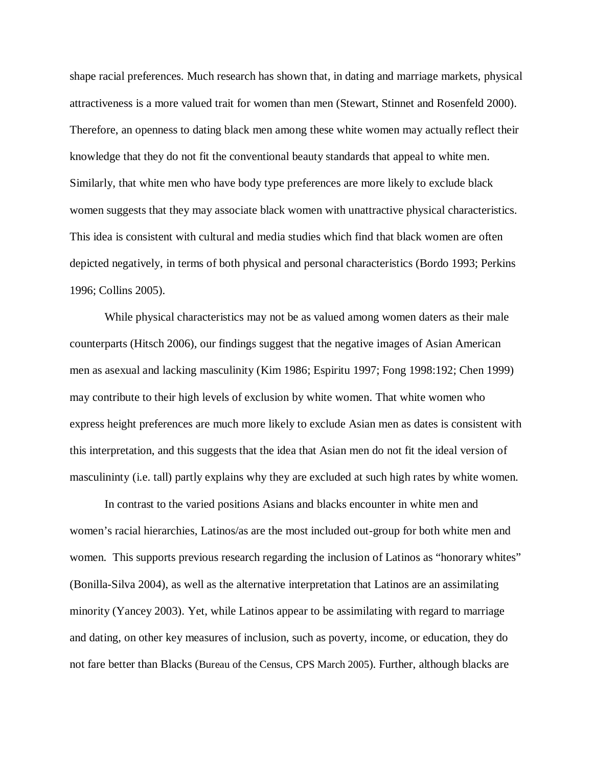shape racial preferences. Much research has shown that, in dating and marriage markets, physical attractiveness is a more valued trait for women than men (Stewart, Stinnet and Rosenfeld 2000). Therefore, an openness to dating black men among these white women may actually reflect their knowledge that they do not fit the conventional beauty standards that appeal to white men. Similarly, that white men who have body type preferences are more likely to exclude black women suggests that they may associate black women with unattractive physical characteristics. This idea is consistent with cultural and media studies which find that black women are often depicted negatively, in terms of both physical and personal characteristics (Bordo 1993; Perkins 1996; Collins 2005).

While physical characteristics may not be as valued among women daters as their male counterparts (Hitsch 2006), our findings suggest that the negative images of Asian American men as asexual and lacking masculinity (Kim 1986; Espiritu 1997; Fong 1998:192; Chen 1999) may contribute to their high levels of exclusion by white women. That white women who express height preferences are much more likely to exclude Asian men as dates is consistent with this interpretation, and this suggests that the idea that Asian men do not fit the ideal version of masculininty (i.e. tall) partly explains why they are excluded at such high rates by white women.

In contrast to the varied positions Asians and blacks encounter in white men and women's racial hierarchies, Latinos/as are the most included out-group for both white men and women. This supports previous research regarding the inclusion of Latinos as "honorary whites" (Bonilla-Silva 2004), as well as the alternative interpretation that Latinos are an assimilating minority (Yancey 2003). Yet, while Latinos appear to be assimilating with regard to marriage and dating, on other key measures of inclusion, such as poverty, income, or education, they do not fare better than Blacks (Bureau of the Census, CPS March 2005). Further, although blacks are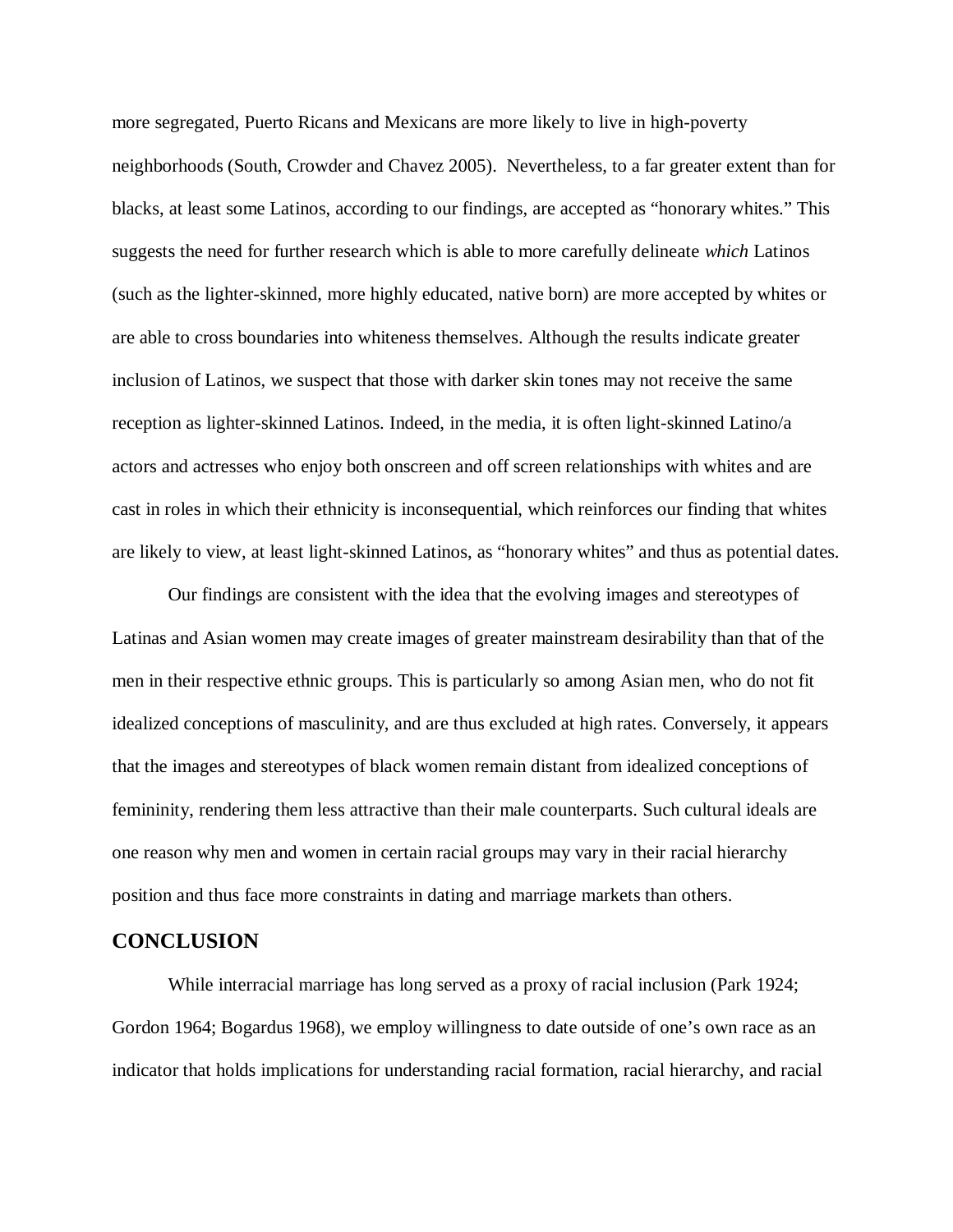more segregated, Puerto Ricans and Mexicans are more likely to live in high-poverty neighborhoods (South, Crowder and Chavez 2005). Nevertheless, to a far greater extent than for blacks, at least some Latinos, according to our findings, are accepted as "honorary whites." This suggests the need for further research which is able to more carefully delineate *which* Latinos (such as the lighter-skinned, more highly educated, native born) are more accepted by whites or are able to cross boundaries into whiteness themselves. Although the results indicate greater inclusion of Latinos, we suspect that those with darker skin tones may not receive the same reception as lighter-skinned Latinos. Indeed, in the media, it is often light-skinned Latino/a actors and actresses who enjoy both onscreen and off screen relationships with whites and are cast in roles in which their ethnicity is inconsequential, which reinforces our finding that whites are likely to view, at least light-skinned Latinos, as "honorary whites" and thus as potential dates.

Our findings are consistent with the idea that the evolving images and stereotypes of Latinas and Asian women may create images of greater mainstream desirability than that of the men in their respective ethnic groups. This is particularly so among Asian men, who do not fit idealized conceptions of masculinity, and are thus excluded at high rates. Conversely, it appears that the images and stereotypes of black women remain distant from idealized conceptions of femininity, rendering them less attractive than their male counterparts. Such cultural ideals are one reason why men and women in certain racial groups may vary in their racial hierarchy position and thus face more constraints in dating and marriage markets than others.

## CONCLUSION

While interracial marriage has long served as a proxy of racial inclusion (Park 1924; Gordon 1964; Bogardus 1968), we employ willingness to date outside of one's own race as an indicator that holds implications for understanding racial formation, racial hierarchy, and racial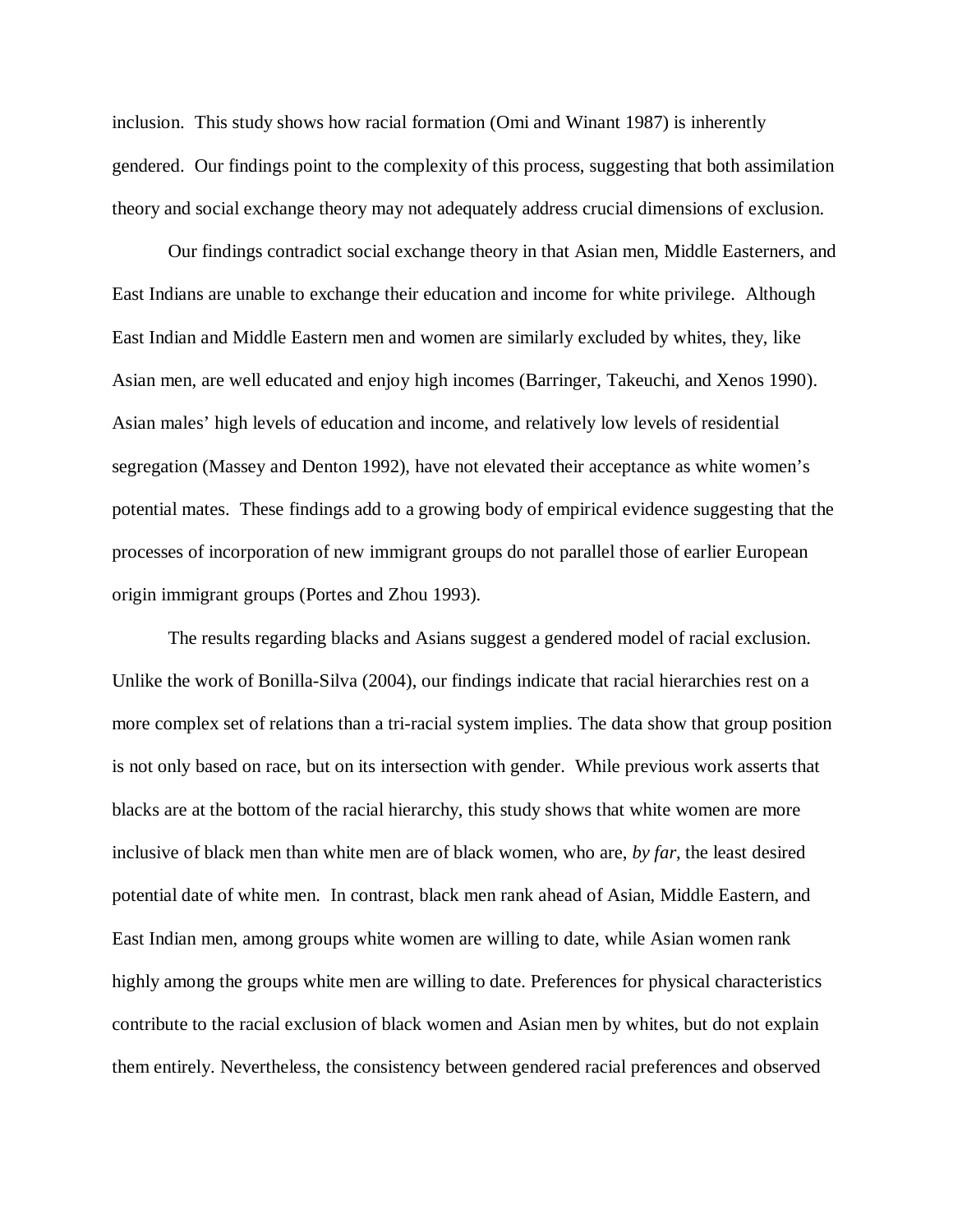inclusion. This study shows how racial formation (Omi and Winant 1987) is inherently gendered. Our findings point to the complexity of this process, suggesting that both assimilation theory and social exchange theory may not adequately address crucial dimensions of exclusion.

Our findings contradict social exchange theory in that Asian men, Middle Easterners, and East Indians are unable to exchange their education and income for white privilege. Although East Indian and Middle Eastern men and women are similarly excluded by whites, they, like Asian men, are well educated and enjoy high incomes (Barringer, Takeuchi, and Xenos 1990). Asian males' high levels of education and income, and relatively low levels of residential segregation (Massey and Denton 1992), have not elevated their acceptance as white women's potential mates. These findings add to a growing body of empirical evidence suggesting that the processes of incorporation of new immigrant groups do not parallel those of earlier European origin immigrant groups (Portes and Zhou 1993).

The results regarding blacks and Asians suggest a gendered model of racial exclusion. Unlike the work of Bonilla-Silva (2004), our findings indicate that racial hierarchies rest on a more complex set of relations than a tri-racial system implies. The data show that group position is not only based on race, but on its intersection with gender. While previous work asserts that blacks are at the bottom of the racial hierarchy, this study shows that white women are more inclusive of black men than white men are of black women, who are, *by far*, the least desired potential date of white men. In contrast, black men rank ahead of Asian, Middle Eastern, and East Indian men, among groups white women are willing to date, while Asian women rank highly among the groups white men are willing to date. Preferences for physical characteristics contribute to the racial exclusion of black women and Asian men by whites, but do not explain them entirely. Nevertheless, the consistency between gendered racial preferences and observed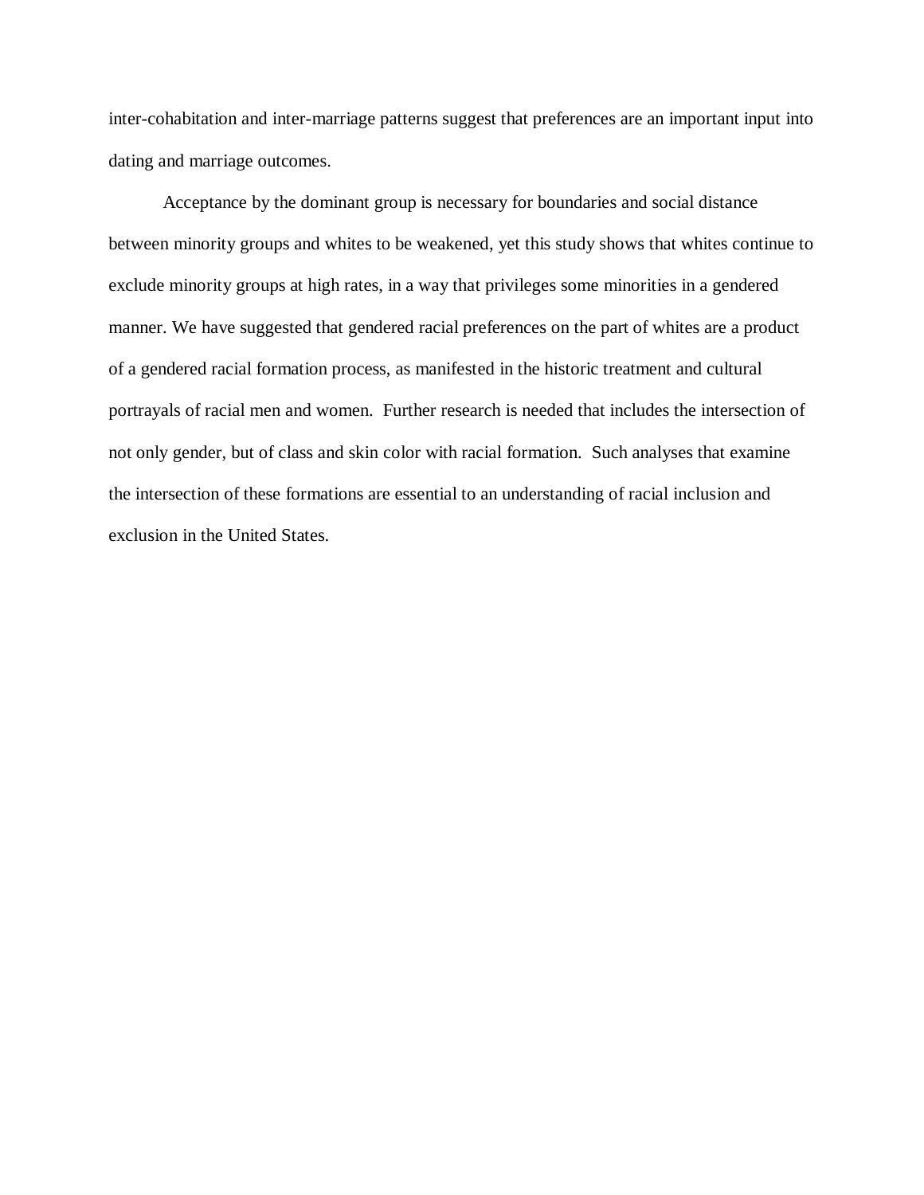inter-cohabitation and inter-marriage patterns suggest that preferences are an important input into dating and marriage outcomes.

Acceptance by the dominant group is necessary for boundaries and social distance between minority groups and whites to be weakened, yet this study shows that whites continue to exclude minority groups at high rates, in a way that privileges some minorities in a gendered manner. We have suggested that gendered racial preferences on the part of whites are a product of a gendered racial formation process, as manifested in the historic treatment and cultural portrayals of racial men and women. Further research is needed that includes the intersection of not only gender, but of class and skin color with racial formation. Such analyses that examine the intersection of these formations are essential to an understanding of racial inclusion and exclusion in the United States.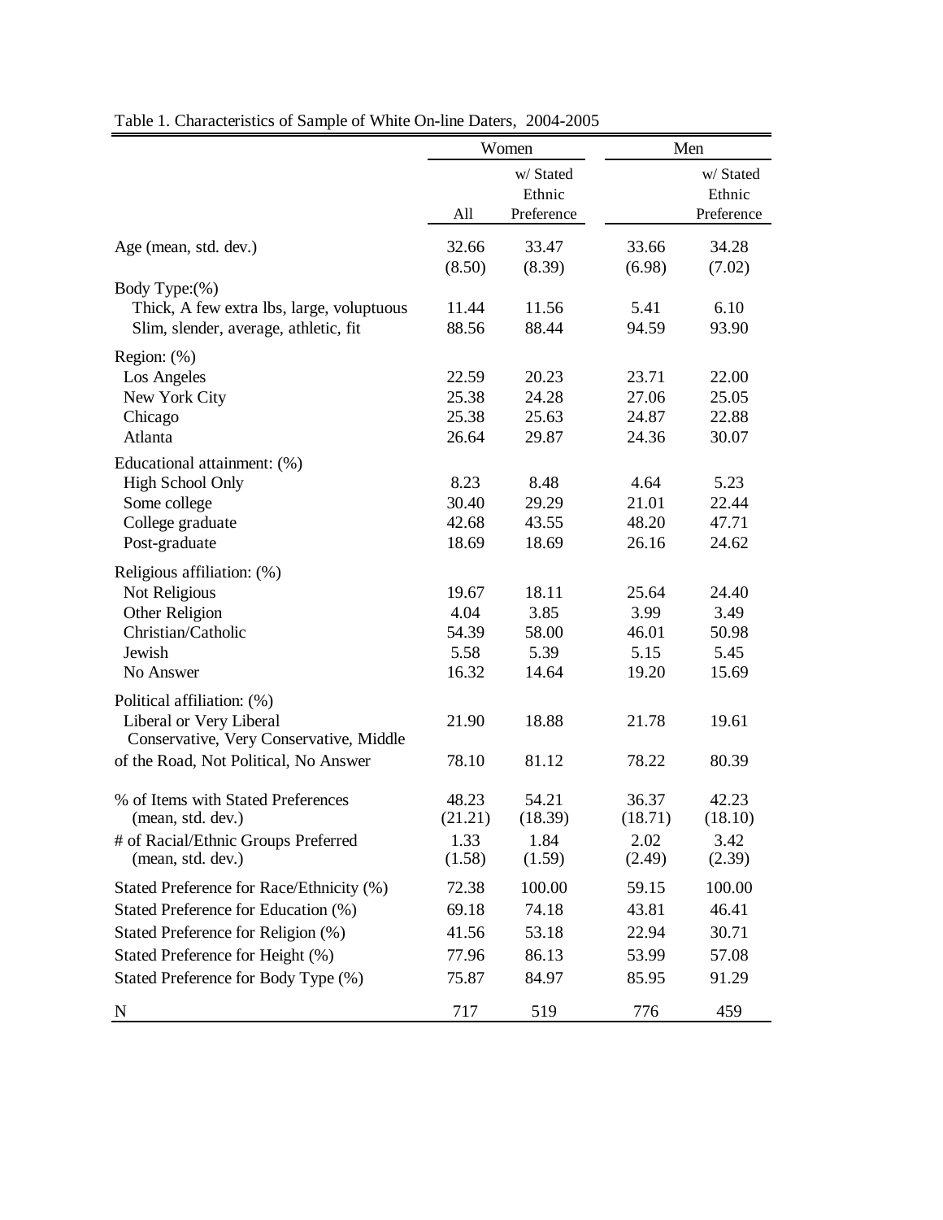Table 1. Characteristics of Sample of White On-line Daters, 2004-2005

| | Women | | Men | |
|---|---|---|---|---|
| | All | w/ Stated Ethnic Preference | | w/ Stated Ethnic Preference |
| Age (mean, std. dev.) | 32.66 | 33.47 | 33.66 | 34.28 |
| | (8.50) | (8.39) | (6.98) | (7.02) |
| Body Type:(%) | | | | |
| Thick, A few extra lbs, large, voluptuous | 11.44 | 11.56 | 5.41 | 6.10 |
| Slim, slender, average, athletic, fit | 88.56 | 88.44 | 94.59 | 93.90 |
| Region: (%) | | | | |
| Los Angeles | 22.59 | 20.23 | 23.71 | 22.00 |
| New York City | 25.38 | 24.28 | 27.06 | 25.05 |
| Chicago | 25.38 | 25.63 | 24.87 | 22.88 |
| Atlanta | 26.64 | 29.87 | 24.36 | 30.07 |
| Educational attainment: (%) | | | | |
| High School Only | 8.23 | 8.48 | 4.64 | 5.23 |
| Some college | 30.40 | 29.29 | 21.01 | 22.44 |
| College graduate | 42.68 | 43.55 | 48.20 | 47.71 |
| Post-graduate | 18.69 | 18.69 | 26.16 | 24.62 |
| Religious affiliation: (%) | | | | |
| Not Religious | 19.67 | 18.11 | 25.64 | 24.40 |
| Other Religion | 4.04 | 3.85 | 3.99 | 3.49 |
| Christian/Catholic | 54.39 | 58.00 | 46.01 | 50.98 |
| Jewish | 5.58 | 5.39 | 5.15 | 5.45 |
| No Answer | 16.32 | 14.64 | 19.20 | 15.69 |
| Political affiliation: (%) | | | | |
| Liberal or Very Liberal | 21.90 | 18.88 | 21.78 | 19.61 |
| Conservative, Very Conservative, Middle of the Road, Not Political, No Answer | 78.10 | 81.12 | 78.22 | 80.39 |
| % of Items with Stated Preferences | 48.23 | 54.21 | 36.37 | 42.23 |
| (mean, std. dev.) | (21.21) | (18.39) | (18.71) | (18.10) |
| # of Racial/Ethnic Groups Preferred | 1.33 | 1.84 | 2.02 | 3.42 |
| (mean, std. dev.) | (1.58) | (1.59) | (2.49) | (2.39) |
| Stated Preference for Race/Ethnicity (%) | 72.38 | 100.00 | 59.15 | 100.00 |
| Stated Preference for Education (%) | 69.18 | 74.18 | 43.81 | 46.41 |
| Stated Preference for Religion (%) | 41.56 | 53.18 | 22.94 | 30.71 |
| Stated Preference for Height (%) | 77.96 | 86.13 | 53.99 | 57.08 |
| Stated Preference for Body Type (%) | 75.87 | 84.97 | 85.95 | 91.29 |
| N | 717 | 519 | 776 | 459 |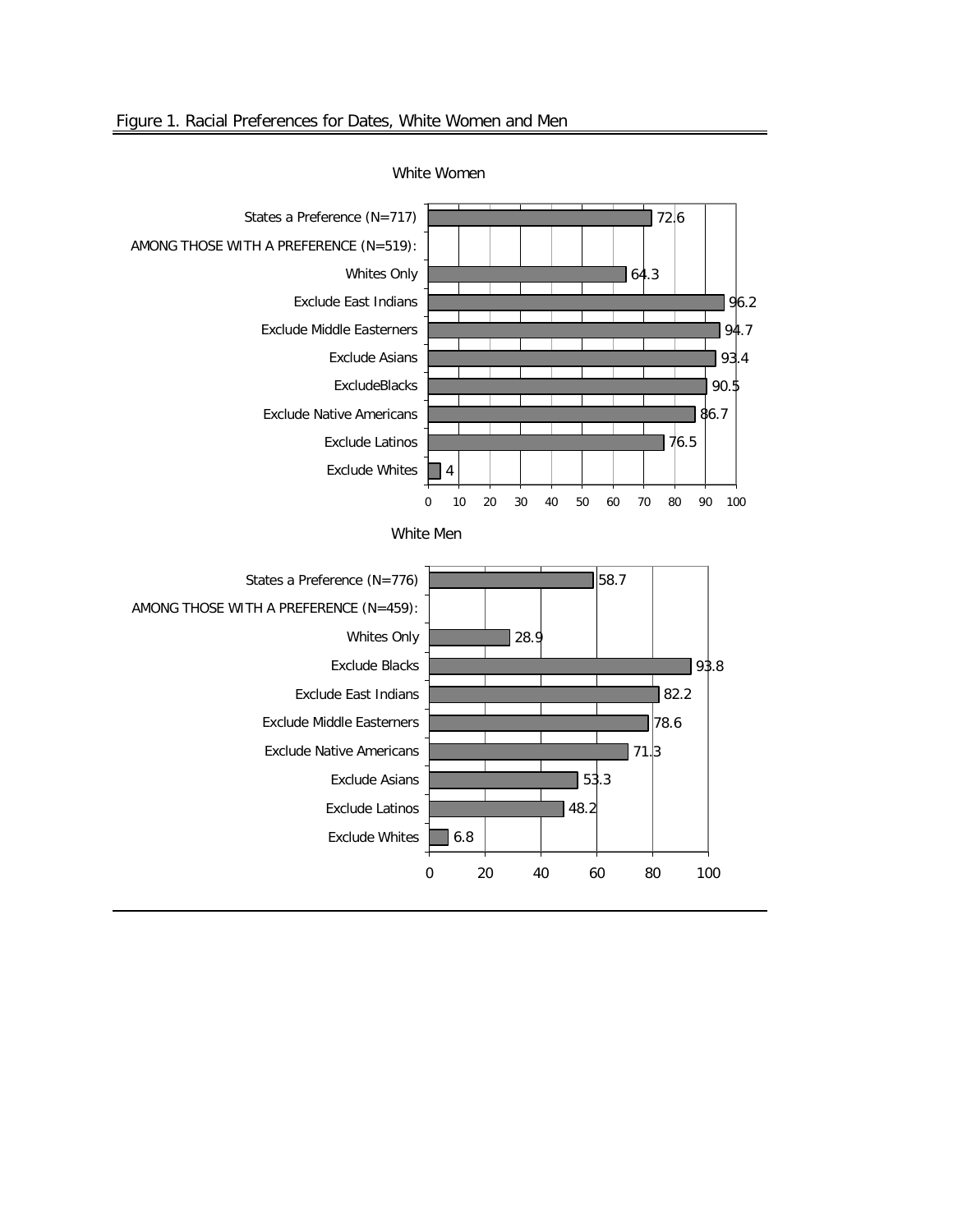Figure 1. Racial Preferences for Dates, White Women and Men

**White Women**

| Category | Percent |
| --- | --- |
| States a Preference (N=717) | 72.6 |
| AMONG THOSE WITH A PREFERENCE (N=519): | |
| Whites Only | 64.3 |
| Exclude East Indians | 96.2 |
| Exclude Middle Easterners | 94.7 |
| Exclude Asians | 93.4 |
| ExcludeBlacks | 90.5 |
| Exclude Native Americans | 86.7 |
| Exclude Latinos | 76.5 |
| Exclude Whites | 4 |

**White Men**

| Category | Percent |
| --- | --- |
| States a Preference (N=776) | 58.7 |
| AMONG THOSE WITH A PREFERENCE (N=459): | |
| Whites Only | 28.9 |
| Exclude Blacks | 93.8 |
| Exclude East Indians | 82.2 |
| Exclude Middle Easterners | 78.6 |
| Exclude Native Americans | 71.3 |
| Exclude Asians | 53.3 |
| Exclude Latinos | 48.2 |
| Exclude Whites | 6.8 |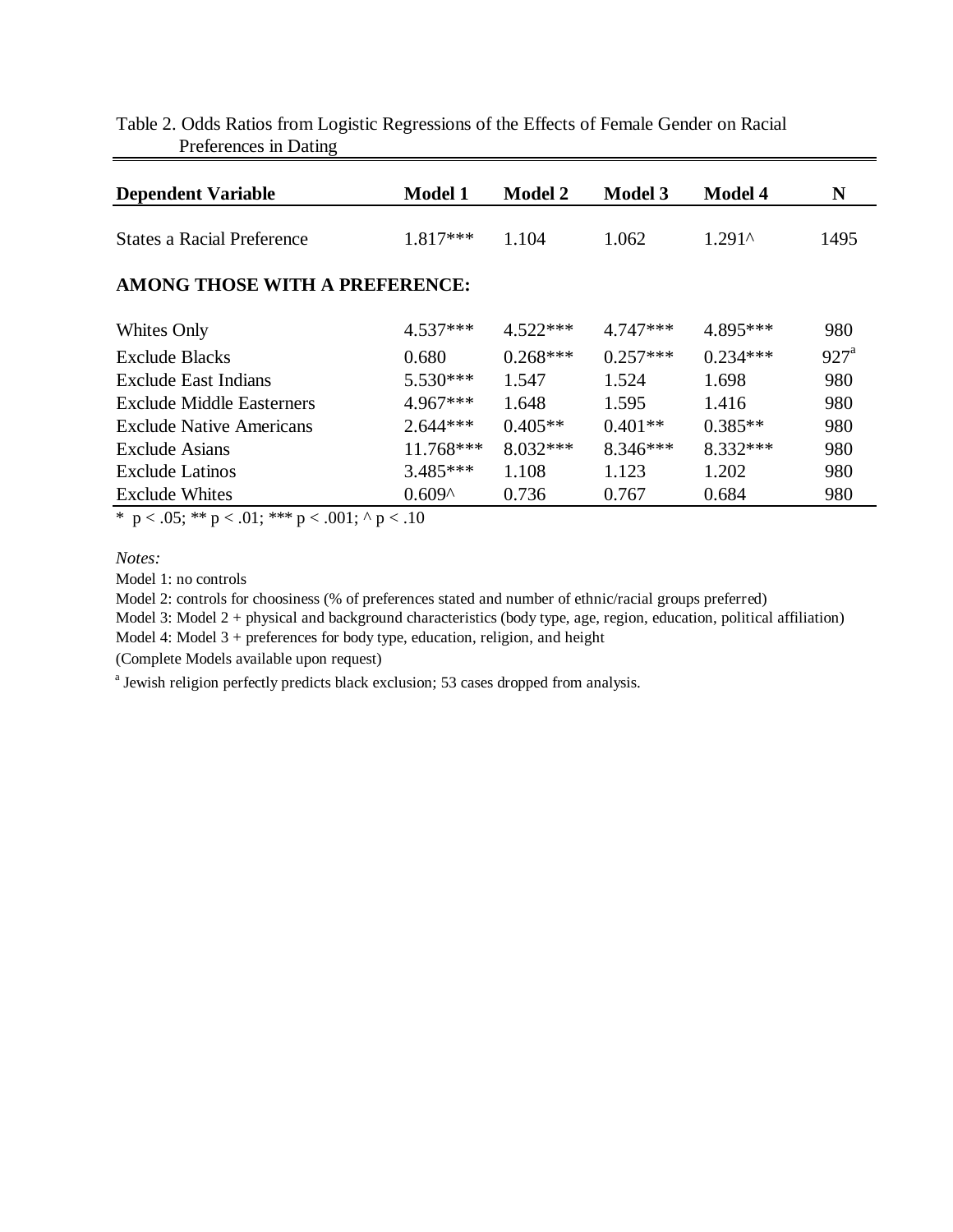Table 2. Odds Ratios from Logistic Regressions of the Effects of Female Gender on Racial Preferences in Dating

| Dependent Variable | Model 1 | Model 2 | Model 3 | Model 4 | N |
|---|---|---|---|---|---|
| States a Racial Preference | 1.817*** | 1.104 | 1.062 | 1.291^ | 1495 |
| **AMONG THOSE WITH A PREFERENCE:** | | | | | |
| Whites Only | 4.537*** | 4.522*** | 4.747*** | 4.895*** | 980 |
| Exclude Blacks | 0.680 | 0.268*** | 0.257*** | 0.234*** | 927[a] |
| Exclude East Indians | 5.530*** | 1.547 | 1.524 | 1.698 | 980 |
| Exclude Middle Easterners | 4.967*** | 1.648 | 1.595 | 1.416 | 980 |
| Exclude Native Americans | 2.644*** | 0.405** | 0.401** | 0.385** | 980 |
| Exclude Asians | 11.768*** | 8.032*** | 8.346*** | 8.332*** | 980 |
| Exclude Latinos | 3.485*** | 1.108 | 1.123 | 1.202 | 980 |
| Exclude Whites | 0.609^ | 0.736 | 0.767 | 0.684 | 980 |

* $p < .05$; ** $p < .01$; *** $p < .001$; ^ $p < .10$

*Notes:*

Model 1: no controls

Model 2: controls for choosiness (% of preferences stated and number of ethnic/racial groups preferred)

Model 3: Model 2 + physical and background characteristics (body type, age, region, education, political affiliation)

Model 4: Model 3 + preferences for body type, education, religion, and height

(Complete Models available upon request)

[a] Jewish religion perfectly predicts black exclusion; 53 cases dropped from analysis.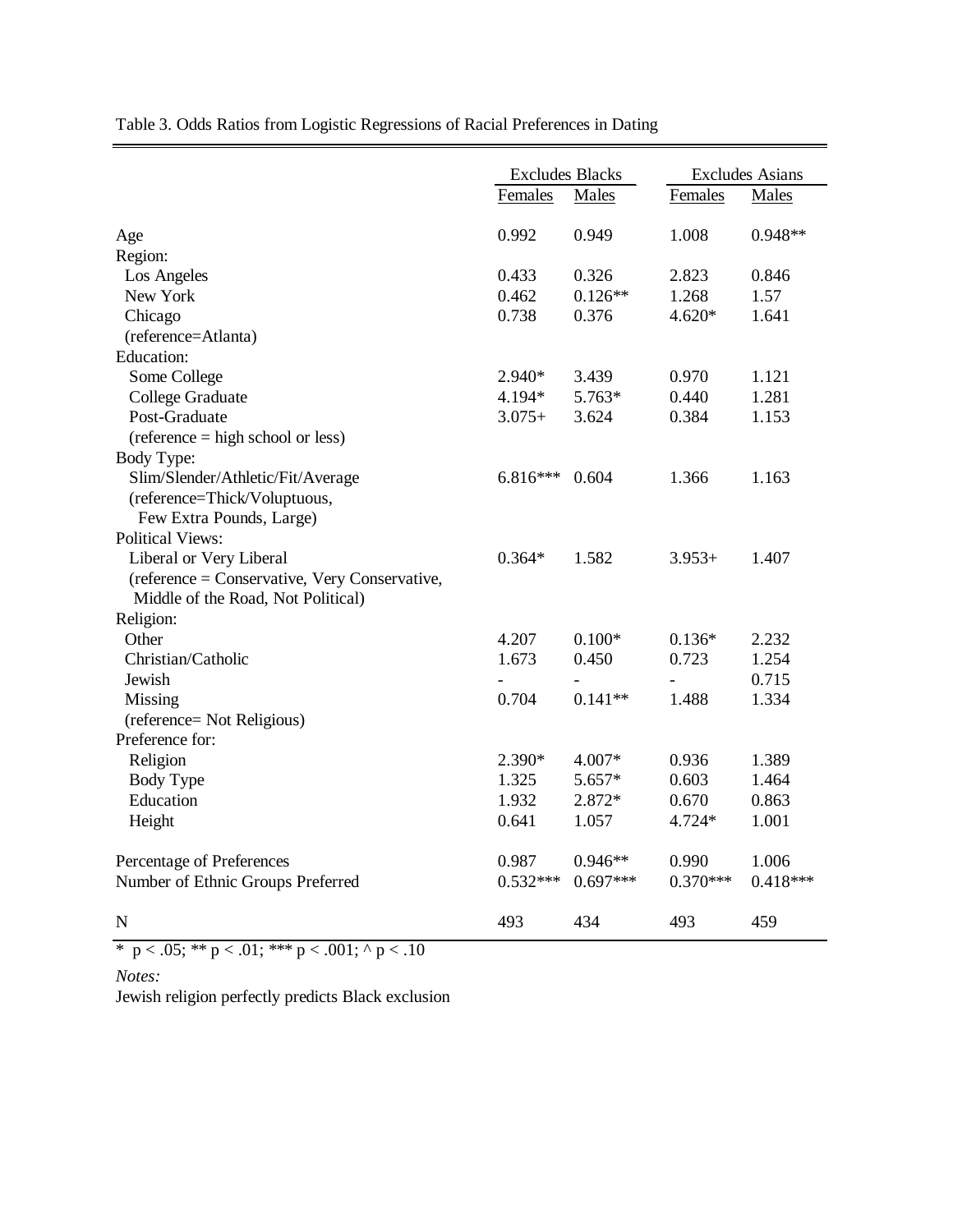Table 3. Odds Ratios from Logistic Regressions of Racial Preferences in Dating

| | Excludes Blacks | | Excludes Asians | |
|---|---|---|---|---|
| | Females | Males | Females | Males |
| Age | 0.992 | 0.949 | 1.008 | 0.948** |
| Region: | | | | |
| Los Angeles | 0.433 | 0.326 | 2.823 | 0.846 |
| New York | 0.462 | 0.126** | 1.268 | 1.57 |
| Chicago | 0.738 | 0.376 | 4.620* | 1.641 |
| (reference=Atlanta) | | | | |
| Education: | | | | |
| Some College | 2.940* | 3.439 | 0.970 | 1.121 |
| College Graduate | 4.194* | 5.763* | 0.440 | 1.281 |
| Post-Graduate | 3.075+ | 3.624 | 0.384 | 1.153 |
| (reference = high school or less) | | | | |
| Body Type: | | | | |
| Slim/Slender/Athletic/Fit/Average | 6.816*** | 0.604 | 1.366 | 1.163 |
| (reference=Thick/Voluptuous, Few Extra Pounds, Large) | | | | |
| Political Views: | | | | |
| Liberal or Very Liberal | 0.364* | 1.582 | 3.953+ | 1.407 |
| (reference = Conservative, Very Conservative, Middle of the Road, Not Political) | | | | |
| Religion: | | | | |
| Other | 4.207 | 0.100* | 0.136* | 2.232 |
| Christian/Catholic | 1.673 | 0.450 | 0.723 | 1.254 |
| Jewish | - | - | - | 0.715 |
| Missing | 0.704 | 0.141** | 1.488 | 1.334 |
| (reference= Not Religious) | | | | |
| Preference for: | | | | |
| Religion | 2.390* | 4.007* | 0.936 | 1.389 |
| Body Type | 1.325 | 5.657* | 0.603 | 1.464 |
| Education | 1.932 | 2.872* | 0.670 | 0.863 |
| Height | 0.641 | 1.057 | 4.724* | 1.001 |
| Percentage of Preferences | 0.987 | 0.946** | 0.990 | 1.006 |
| Number of Ethnic Groups Preferred | 0.532*** | 0.697*** | 0.370*** | 0.418*** |
| N | 493 | 434 | 493 | 459 |

\* $p < .05$; ** $p < .01$; *** $p < .001$; ^ $p < .10$

*Notes:*

Jewish religion perfectly predicts Black exclusion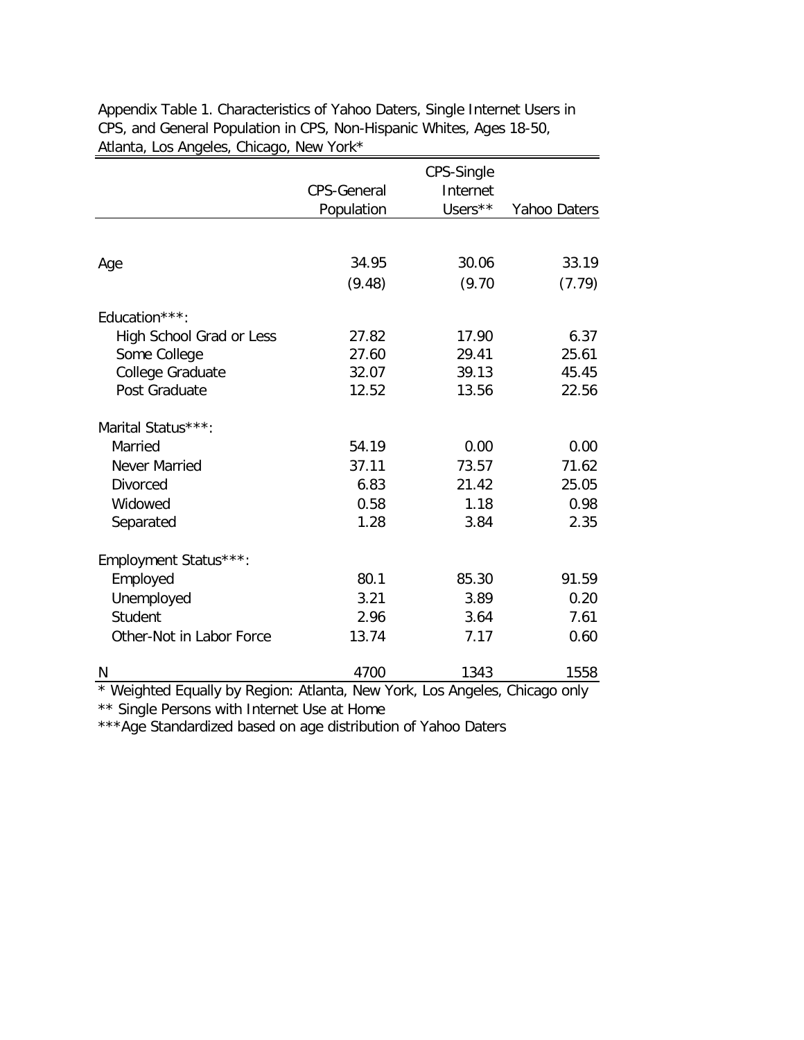Appendix Table 1. Characteristics of Yahoo Daters, Single Internet Users in CPS, and General Population in CPS, Non-Hispanic Whites, Ages 18-50, Atlanta, Los Angeles, Chicago, New York*

| | CPS-General Population | CPS-Single Internet Users** | Yahoo Daters |
|---|---|---|---|
| Age | 34.95 | 30.06 | 33.19 |
| | (9.48) | (9.70 | (7.79) |
| Education***: | | | |
| High School Grad or Less | 27.82 | 17.90 | 6.37 |
| Some College | 27.60 | 29.41 | 25.61 |
| College Graduate | 32.07 | 39.13 | 45.45 |
| Post Graduate | 12.52 | 13.56 | 22.56 |
| Marital Status***: | | | |
| Married | 54.19 | 0.00 | 0.00 |
| Never Married | 37.11 | 73.57 | 71.62 |
| Divorced | 6.83 | 21.42 | 25.05 |
| Widowed | 0.58 | 1.18 | 0.98 |
| Separated | 1.28 | 3.84 | 2.35 |
| Employment Status***: | | | |
| Employed | 80.1 | 85.30 | 91.59 |
| Unemployed | 3.21 | 3.89 | 0.20 |
| Student | 2.96 | 3.64 | 7.61 |
| Other-Not in Labor Force | 13.74 | 7.17 | 0.60 |
| N | 4700 | 1343 | 1558 |

* Weighted Equally by Region: Atlanta, New York, Los Angeles, Chicago only

** Single Persons with Internet Use at Home

***Age Standardized based on age distribution of Yahoo Daters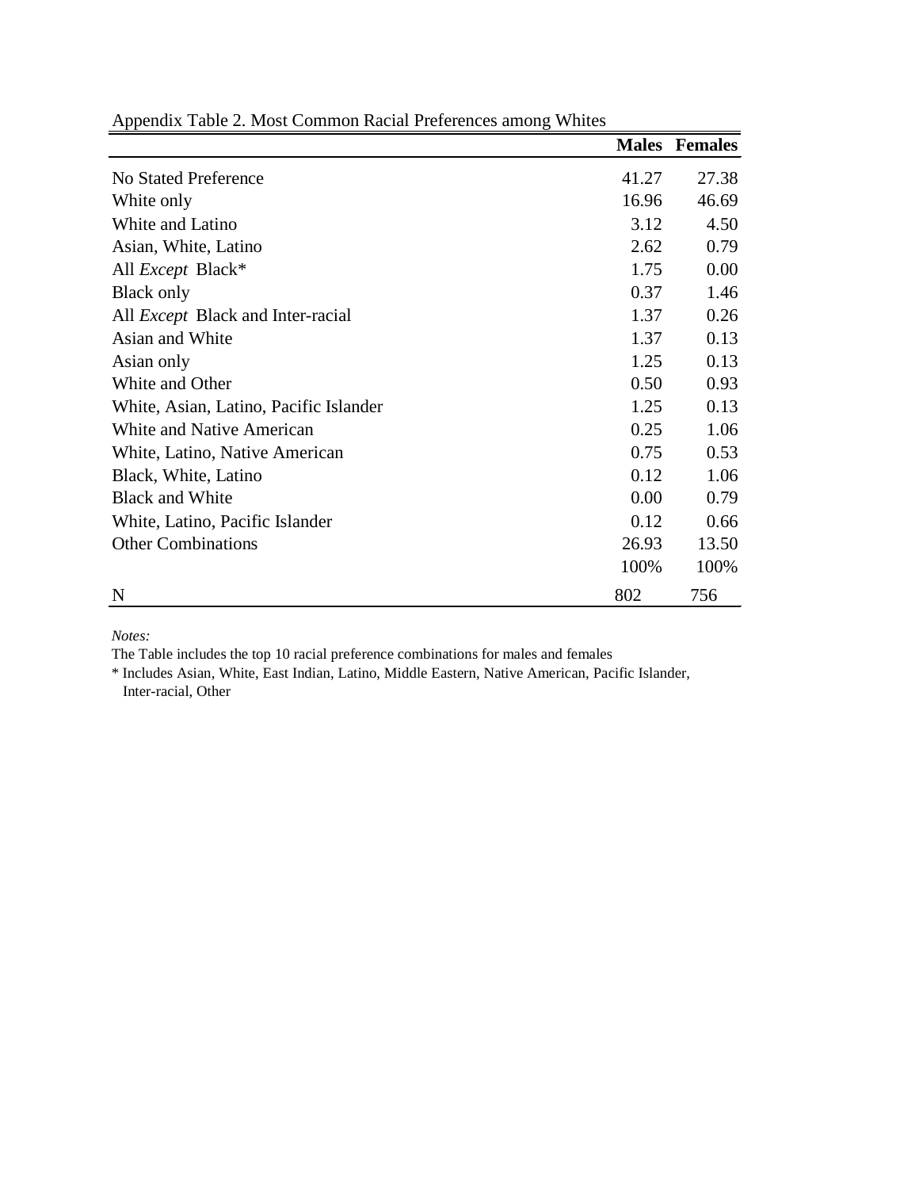Appendix Table 2. Most Common Racial Preferences among Whites

| | **Males** | **Females** |
|---|---|---|
| No Stated Preference | 41.27 | 27.38 |
| White only | 16.96 | 46.69 |
| White and Latino | 3.12 | 4.50 |
| Asian, White, Latino | 2.62 | 0.79 |
| All *Except* Black* | 1.75 | 0.00 |
| Black only | 0.37 | 1.46 |
| All *Except* Black and Inter-racial | 1.37 | 0.26 |
| Asian and White | 1.37 | 0.13 |
| Asian only | 1.25 | 0.13 |
| White and Other | 0.50 | 0.93 |
| White, Asian, Latino, Pacific Islander | 1.25 | 0.13 |
| White and Native American | 0.25 | 1.06 |
| White, Latino, Native American | 0.75 | 0.53 |
| Black, White, Latino | 0.12 | 1.06 |
| Black and White | 0.00 | 0.79 |
| White, Latino, Pacific Islander | 0.12 | 0.66 |
| Other Combinations | 26.93 | 13.50 |
| | 100% | 100% |
| N | 802 | 756 |

*Notes:*

The Table includes the top 10 racial preference combinations for males and females

* Includes Asian, White, East Indian, Latino, Middle Eastern, Native American, Pacific Islander, Inter-racial, Other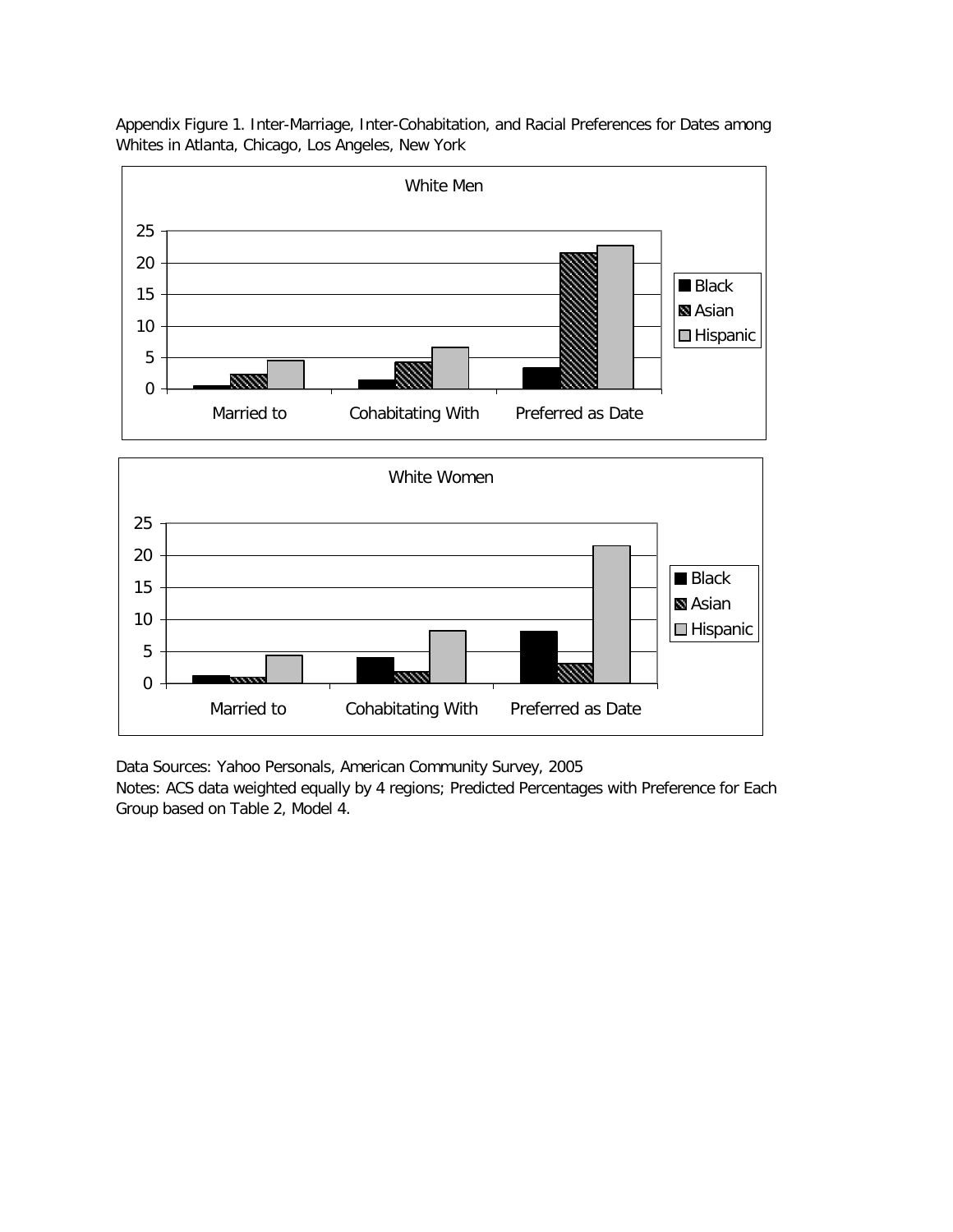Appendix Figure 1. Inter-Marriage, Inter-Cohabitation, and Racial Preferences for Dates among Whites in Atlanta, Chicago, Los Angeles, New York

Data Sources: Yahoo Personals, American Community Survey, 2005

Notes: ACS data weighted equally by 4 regions; Predicted Percentages with Preference for Each Group based on Table 2, Model 4.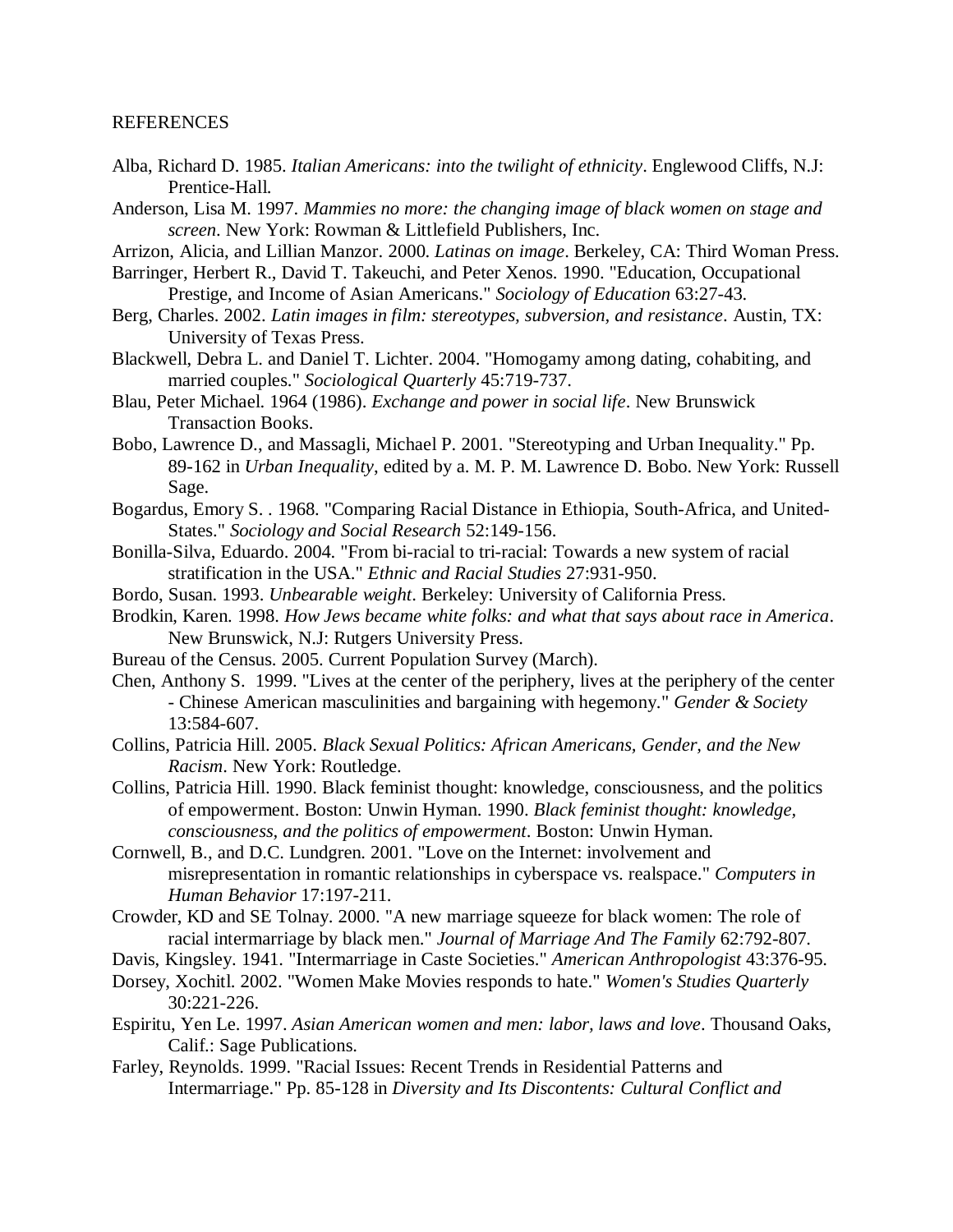REFERENCES

Alba, Richard D. 1985. *Italian Americans: into the twilight of ethnicity*. Englewood Cliffs, N.J: Prentice-Hall.

Anderson, Lisa M. 1997. *Mammies no more: the changing image of black women on stage and screen*. New York: Rowman & Littlefield Publishers, Inc.

Arrizon, Alicia, and Lillian Manzor. 2000. *Latinas on image*. Berkeley, CA: Third Woman Press.

Barringer, Herbert R., David T. Takeuchi, and Peter Xenos. 1990. "Education, Occupational Prestige, and Income of Asian Americans." *Sociology of Education* 63:27-43.

Berg, Charles. 2002. *Latin images in film: stereotypes, subversion, and resistance*. Austin, TX: University of Texas Press.

Blackwell, Debra L. and Daniel T. Lichter. 2004. "Homogamy among dating, cohabiting, and married couples." *Sociological Quarterly* 45:719-737.

Blau, Peter Michael. 1964 (1986). *Exchange and power in social life*. New Brunswick Transaction Books.

Bobo, Lawrence D., and Massagli, Michael P. 2001. "Stereotyping and Urban Inequality." Pp. 89-162 in *Urban Inequality*, edited by a. M. P. M. Lawrence D. Bobo. New York: Russell Sage.

Bogardus, Emory S. . 1968. "Comparing Racial Distance in Ethiopia, South-Africa, and United-States." *Sociology and Social Research* 52:149-156.

Bonilla-Silva, Eduardo. 2004. "From bi-racial to tri-racial: Towards a new system of racial stratification in the USA." *Ethnic and Racial Studies* 27:931-950.

Bordo, Susan. 1993. *Unbearable weight*. Berkeley: University of California Press.

Brodkin, Karen. 1998. *How Jews became white folks: and what that says about race in America*. New Brunswick, N.J: Rutgers University Press.

Bureau of the Census. 2005. Current Population Survey (March).

Chen, Anthony S. 1999. "Lives at the center of the periphery, lives at the periphery of the center - Chinese American masculinities and bargaining with hegemony." *Gender & Society* 13:584-607.

Collins, Patricia Hill. 2005. *Black Sexual Politics: African Americans, Gender, and the New Racism*. New York: Routledge.

Collins, Patricia Hill. 1990. Black feminist thought: knowledge, consciousness, and the politics of empowerment. Boston: Unwin Hyman. 1990. *Black feminist thought: knowledge, consciousness, and the politics of empowerment*. Boston: Unwin Hyman.

Cornwell, B., and D.C. Lundgren. 2001. "Love on the Internet: involvement and misrepresentation in romantic relationships in cyberspace vs. realspace." *Computers in Human Behavior* 17:197-211.

Crowder, KD and SE Tolnay. 2000. "A new marriage squeeze for black women: The role of racial intermarriage by black men." *Journal of Marriage And The Family* 62:792-807.

Davis, Kingsley. 1941. "Intermarriage in Caste Societies." *American Anthropologist* 43:376-95.

Dorsey, Xochitl. 2002. "Women Make Movies responds to hate." *Women's Studies Quarterly* 30:221-226.

Espiritu, Yen Le. 1997. *Asian American women and men: labor, laws and love*. Thousand Oaks, Calif.: Sage Publications.

Farley, Reynolds. 1999. "Racial Issues: Recent Trends in Residential Patterns and Intermarriage." Pp. 85-128 in *Diversity and Its Discontents: Cultural Conflict and*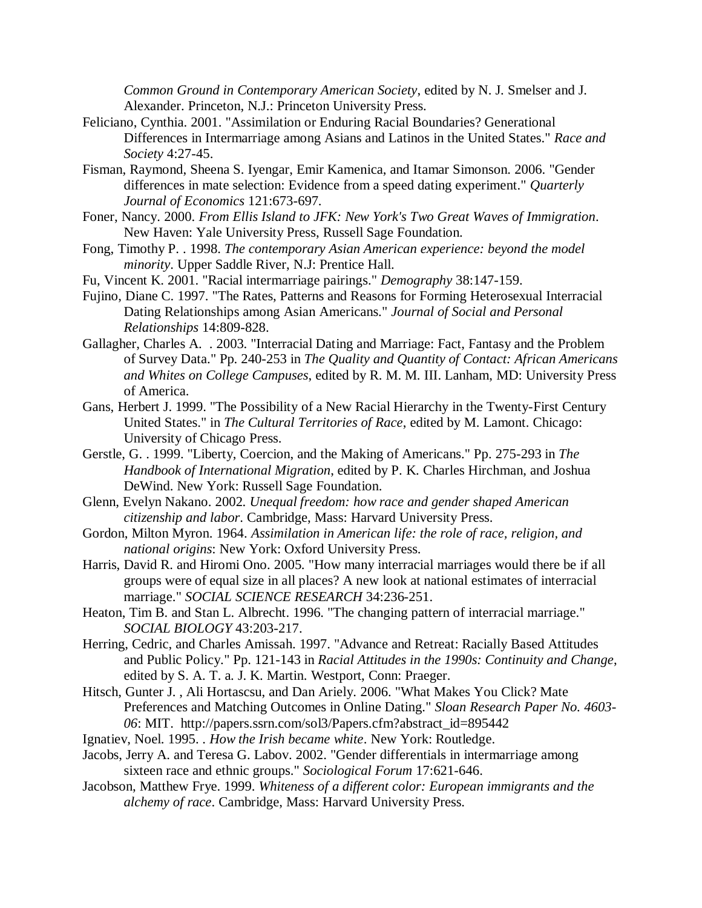*Common Ground in Contemporary American Society*, edited by N. J. Smelser and J. Alexander. Princeton, N.J.: Princeton University Press.

Feliciano, Cynthia. 2001. "Assimilation or Enduring Racial Boundaries? Generational Differences in Intermarriage among Asians and Latinos in the United States." *Race and Society* 4:27-45.

Fisman, Raymond, Sheena S. Iyengar, Emir Kamenica, and Itamar Simonson. 2006. "Gender differences in mate selection: Evidence from a speed dating experiment." *Quarterly Journal of Economics* 121:673-697.

Foner, Nancy. 2000. *From Ellis Island to JFK: New York's Two Great Waves of Immigration*. New Haven: Yale University Press, Russell Sage Foundation.

Fong, Timothy P. . 1998. *The contemporary Asian American experience: beyond the model minority*. Upper Saddle River, N.J: Prentice Hall.

Fu, Vincent K. 2001. "Racial intermarriage pairings." *Demography* 38:147-159.

Fujino, Diane C. 1997. "The Rates, Patterns and Reasons for Forming Heterosexual Interracial Dating Relationships among Asian Americans." *Journal of Social and Personal Relationships* 14:809-828.

Gallagher, Charles A. . 2003. "Interracial Dating and Marriage: Fact, Fantasy and the Problem of Survey Data." Pp. 240-253 in *The Quality and Quantity of Contact: African Americans and Whites on College Campuses*, edited by R. M. M. III. Lanham, MD: University Press of America.

Gans, Herbert J. 1999. "The Possibility of a New Racial Hierarchy in the Twenty-First Century United States." in *The Cultural Territories of Race*, edited by M. Lamont. Chicago: University of Chicago Press.

Gerstle, G. . 1999. "Liberty, Coercion, and the Making of Americans." Pp. 275-293 in *The Handbook of International Migration*, edited by P. K. Charles Hirchman, and Joshua DeWind. New York: Russell Sage Foundation.

Glenn, Evelyn Nakano. 2002. *Unequal freedom: how race and gender shaped American citizenship and labor*. Cambridge, Mass: Harvard University Press.

Gordon, Milton Myron. 1964. *Assimilation in American life: the role of race, religion, and national origins*: New York: Oxford University Press.

Harris, David R. and Hiromi Ono. 2005. "How many interracial marriages would there be if all groups were of equal size in all places? A new look at national estimates of interracial marriage." *SOCIAL SCIENCE RESEARCH* 34:236-251.

Heaton, Tim B. and Stan L. Albrecht. 1996. "The changing pattern of interracial marriage." *SOCIAL BIOLOGY* 43:203-217.

Herring, Cedric, and Charles Amissah. 1997. "Advance and Retreat: Racially Based Attitudes and Public Policy." Pp. 121-143 in *Racial Attitudes in the 1990s: Continuity and Change*, edited by S. A. T. a. J. K. Martin. Westport, Conn: Praeger.

Hitsch, Gunter J. , Ali Hortascsu, and Dan Ariely. 2006. "What Makes You Click? Mate Preferences and Matching Outcomes in Online Dating." *Sloan Research Paper No. 4603-06*: MIT. http://papers.ssrn.com/sol3/Papers.cfm?abstract_id=895442

Ignatiev, Noel. 1995. . *How the Irish became white*. New York: Routledge.

Jacobs, Jerry A. and Teresa G. Labov. 2002. "Gender differentials in intermarriage among sixteen race and ethnic groups." *Sociological Forum* 17:621-646.

Jacobson, Matthew Frye. 1999. *Whiteness of a different color: European immigrants and the alchemy of race*. Cambridge, Mass: Harvard University Press.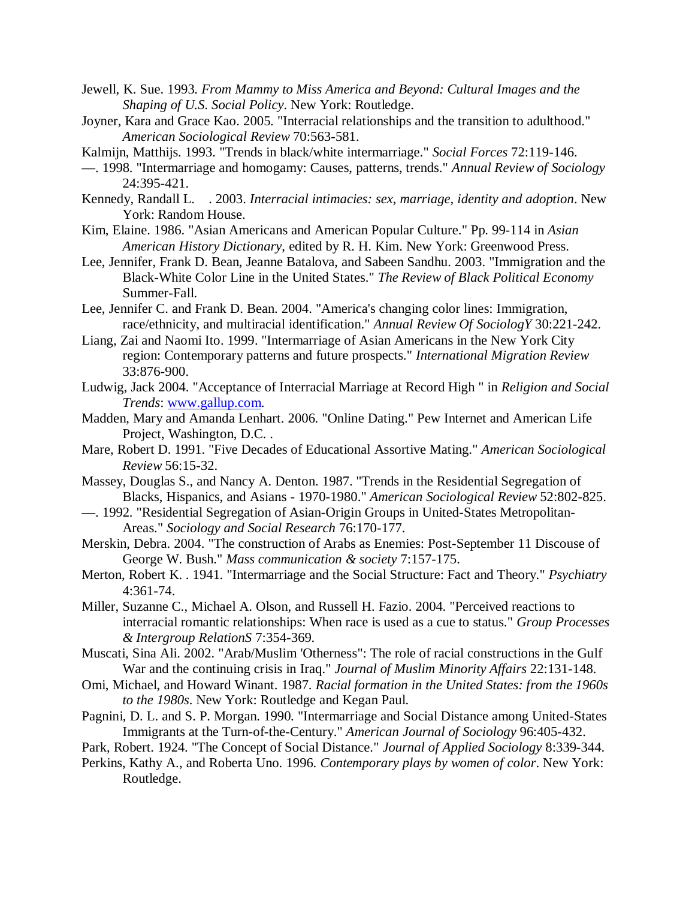Jewell, K. Sue. 1993. *From Mammy to Miss America and Beyond: Cultural Images and the Shaping of U.S. Social Policy*. New York: Routledge.

Joyner, Kara and Grace Kao. 2005. "Interracial relationships and the transition to adulthood." *American Sociological Review* 70:563-581.

Kalmijn, Matthijs. 1993. "Trends in black/white intermarriage." *Social Forces* 72:119-146.

—. 1998. "Intermarriage and homogamy: Causes, patterns, trends." *Annual Review of Sociology* 24:395-421.

Kennedy, Randall L. . 2003. *Interracial intimacies: sex, marriage, identity and adoption*. New York: Random House.

Kim, Elaine. 1986. "Asian Americans and American Popular Culture." Pp. 99-114 in *Asian American History Dictionary*, edited by R. H. Kim. New York: Greenwood Press.

Lee, Jennifer, Frank D. Bean, Jeanne Batalova, and Sabeen Sandhu. 2003. "Immigration and the Black-White Color Line in the United States." *The Review of Black Political Economy* Summer-Fall.

Lee, Jennifer C. and Frank D. Bean. 2004. "America's changing color lines: Immigration, race/ethnicity, and multiracial identification." *Annual Review Of SociologY* 30:221-242.

Liang, Zai and Naomi Ito. 1999. "Intermarriage of Asian Americans in the New York City region: Contemporary patterns and future prospects." *International Migration Review* 33:876-900.

Ludwig, Jack 2004. "Acceptance of Interracial Marriage at Record High " in *Religion and Social Trends*: www.gallup.com.

Madden, Mary and Amanda Lenhart. 2006. "Online Dating." Pew Internet and American Life Project, Washington, D.C. .

Mare, Robert D. 1991. "Five Decades of Educational Assortive Mating." *American Sociological Review* 56:15-32.

Massey, Douglas S., and Nancy A. Denton. 1987. "Trends in the Residential Segregation of Blacks, Hispanics, and Asians - 1970-1980." *American Sociological Review* 52:802-825.

—. 1992. "Residential Segregation of Asian-Origin Groups in United-States Metropolitan-Areas." *Sociology and Social Research* 76:170-177.

Merskin, Debra. 2004. "The construction of Arabs as Enemies: Post-September 11 Discouse of George W. Bush." *Mass communication & society* 7:157-175.

Merton, Robert K. . 1941. "Intermarriage and the Social Structure: Fact and Theory." *Psychiatry* 4:361-74.

Miller, Suzanne C., Michael A. Olson, and Russell H. Fazio. 2004. "Perceived reactions to interracial romantic relationships: When race is used as a cue to status." *Group Processes & Intergroup RelationS* 7:354-369.

Muscati, Sina Ali. 2002. "Arab/Muslim 'Otherness": The role of racial constructions in the Gulf War and the continuing crisis in Iraq." *Journal of Muslim Minority Affairs* 22:131-148.

Omi, Michael, and Howard Winant. 1987. *Racial formation in the United States: from the 1960s to the 1980s*. New York: Routledge and Kegan Paul.

Pagnini, D. L. and S. P. Morgan. 1990. "Intermarriage and Social Distance among United-States Immigrants at the Turn-of-the-Century." *American Journal of Sociology* 96:405-432.

Park, Robert. 1924. "The Concept of Social Distance." *Journal of Applied Sociology* 8:339-344.

Perkins, Kathy A., and Roberta Uno. 1996. *Contemporary plays by women of color*. New York: Routledge.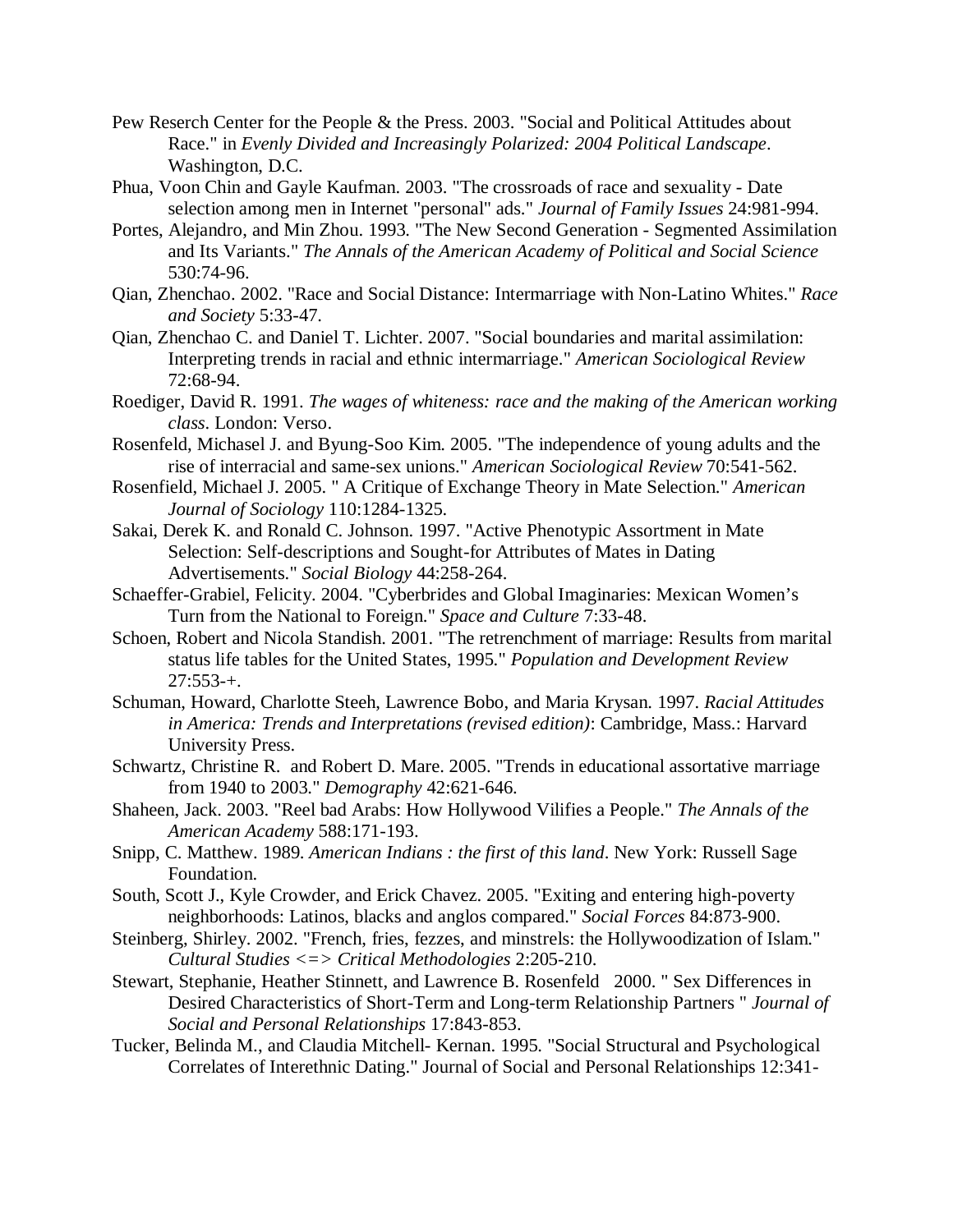Pew Reserch Center for the People & the Press. 2003. "Social and Political Attitudes about Race." in *Evenly Divided and Increasingly Polarized: 2004 Political Landscape*. Washington, D.C.

Phua, Voon Chin and Gayle Kaufman. 2003. "The crossroads of race and sexuality - Date selection among men in Internet "personal" ads." *Journal of Family Issues* 24:981-994.

Portes, Alejandro, and Min Zhou. 1993. "The New Second Generation - Segmented Assimilation and Its Variants." *The Annals of the American Academy of Political and Social Science* 530:74-96.

Qian, Zhenchao. 2002. "Race and Social Distance: Intermarriage with Non-Latino Whites." *Race and Society* 5:33-47.

Qian, Zhenchao C. and Daniel T. Lichter. 2007. "Social boundaries and marital assimilation: Interpreting trends in racial and ethnic intermarriage." *American Sociological Review* 72:68-94.

Roediger, David R. 1991. *The wages of whiteness: race and the making of the American working class*. London: Verso.

Rosenfeld, Michasel J. and Byung-Soo Kim. 2005. "The independence of young adults and the rise of interracial and same-sex unions." *American Sociological Review* 70:541-562.

Rosenfield, Michael J. 2005. " A Critique of Exchange Theory in Mate Selection." *American Journal of Sociology* 110:1284-1325.

Sakai, Derek K. and Ronald C. Johnson. 1997. "Active Phenotypic Assortment in Mate Selection: Self-descriptions and Sought-for Attributes of Mates in Dating Advertisements." *Social Biology* 44:258-264.

Schaeffer-Grabiel, Felicity. 2004. "Cyberbrides and Global Imaginaries: Mexican Women's Turn from the National to Foreign." *Space and Culture* 7:33-48.

Schoen, Robert and Nicola Standish. 2001. "The retrenchment of marriage: Results from marital status life tables for the United States, 1995." *Population and Development Review* 27:553-+.

Schuman, Howard, Charlotte Steeh, Lawrence Bobo, and Maria Krysan. 1997. *Racial Attitudes in America: Trends and Interpretations (revised edition)*: Cambridge, Mass.: Harvard University Press.

Schwartz, Christine R. and Robert D. Mare. 2005. "Trends in educational assortative marriage from 1940 to 2003." *Demography* 42:621-646.

Shaheen, Jack. 2003. "Reel bad Arabs: How Hollywood Vilifies a People." *The Annals of the American Academy* 588:171-193.

Snipp, C. Matthew. 1989. *American Indians : the first of this land*. New York: Russell Sage Foundation.

South, Scott J., Kyle Crowder, and Erick Chavez. 2005. "Exiting and entering high-poverty neighborhoods: Latinos, blacks and anglos compared." *Social Forces* 84:873-900.

Steinberg, Shirley. 2002. "French, fries, fezzes, and minstrels: the Hollywoodization of Islam." *Cultural Studies <=> Critical Methodologies* 2:205-210.

Stewart, Stephanie, Heather Stinnett, and Lawrence B. Rosenfeld 2000. " Sex Differences in Desired Characteristics of Short-Term and Long-term Relationship Partners " *Journal of Social and Personal Relationships* 17:843-853.

Tucker, Belinda M., and Claudia Mitchell- Kernan. 1995. "Social Structural and Psychological Correlates of Interethnic Dating." Journal of Social and Personal Relationships 12:341-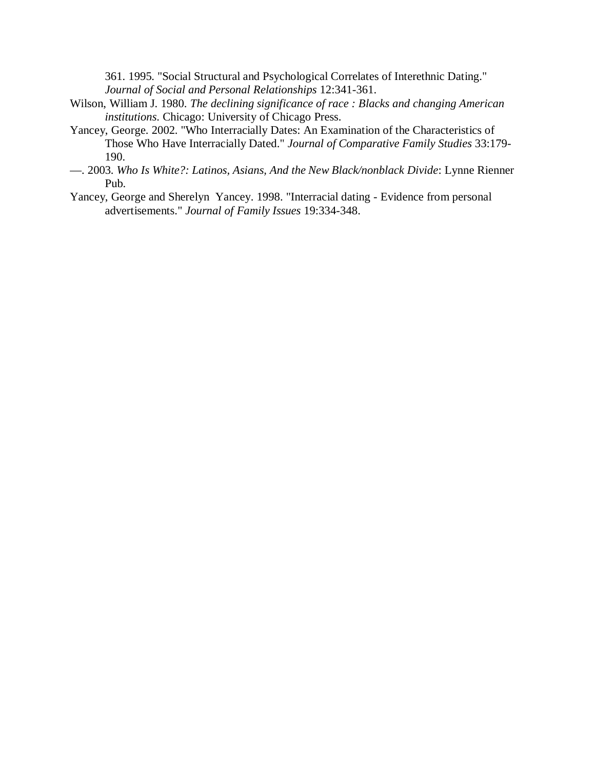361. 1995. "Social Structural and Psychological Correlates of Interethnic Dating." *Journal of Social and Personal Relationships* 12:341-361.

Wilson, William J. 1980. *The declining significance of race : Blacks and changing American institutions*. Chicago: University of Chicago Press.

Yancey, George. 2002. "Who Interracially Dates: An Examination of the Characteristics of Those Who Have Interracially Dated." *Journal of Comparative Family Studies* 33:179-190.

—. 2003. *Who Is White?: Latinos, Asians, And the New Black/nonblack Divide*: Lynne Rienner Pub.

Yancey, George and Sherelyn Yancey. 1998. "Interracial dating - Evidence from personal advertisements." *Journal of Family Issues* 19:334-348.